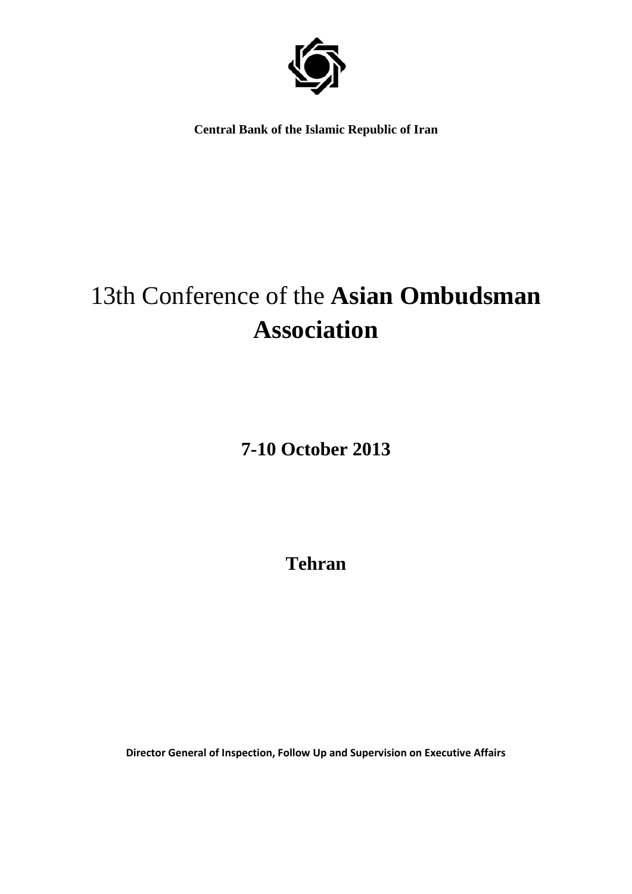**Central Bank of the Islamic Republic of Iran**

# 13th Conference of the **Asian Ombudsman Association**

**7-10 October 2013**

**Tehran**

**Director General of Inspection, Follow Up and Supervision on Executive Affairs**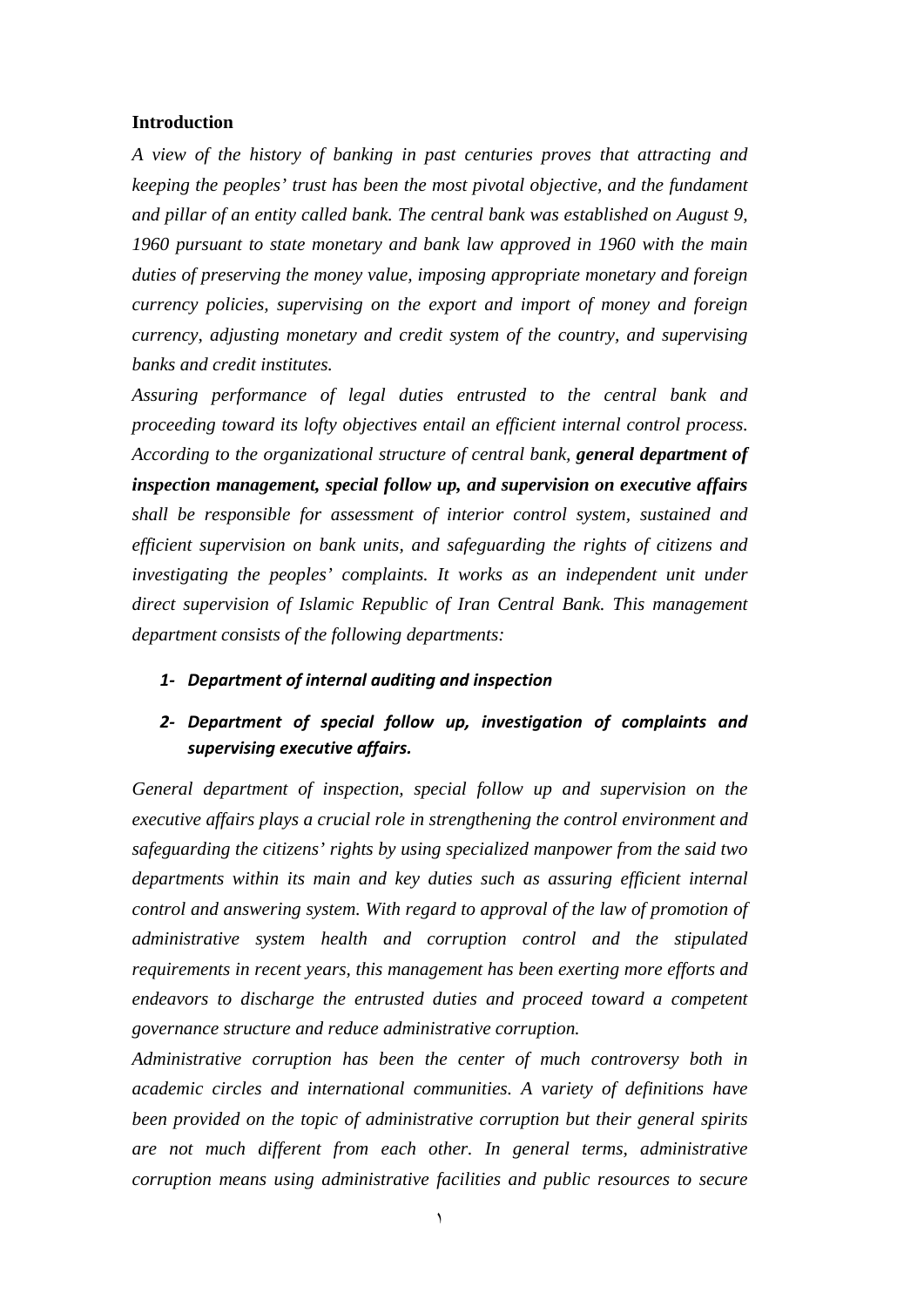**Introduction**

*A view of the history of banking in past centuries proves that attracting and keeping the peoples' trust has been the most pivotal objective, and the fundament and pillar of an entity called bank. The central bank was established on August 9, 1960 pursuant to state monetary and bank law approved in 1960 with the main duties of preserving the money value, imposing appropriate monetary and foreign currency policies, supervising on the export and import of money and foreign currency, adjusting monetary and credit system of the country, and supervising banks and credit institutes.*

*Assuring performance of legal duties entrusted to the central bank and proceeding toward its lofty objectives entail an efficient internal control process. According to the organizational structure of central bank,* ***general department of inspection management, special follow up, and supervision on executive affairs*** *shall be responsible for assessment of interior control system, sustained and efficient supervision on bank units, and safeguarding the rights of citizens and investigating the peoples' complaints. It works as an independent unit under direct supervision of Islamic Republic of Iran Central Bank. This management department consists of the following departments:*

1- ***Department of internal auditing and inspection***
2- ***Department of special follow up, investigation of complaints and supervising executive affairs.***

*General department of inspection, special follow up and supervision on the executive affairs plays a crucial role in strengthening the control environment and safeguarding the citizens' rights by using specialized manpower from the said two departments within its main and key duties such as assuring efficient internal control and answering system. With regard to approval of the law of promotion of administrative system health and corruption control and the stipulated requirements in recent years, this management has been exerting more efforts and endeavors to discharge the entrusted duties and proceed toward a competent governance structure and reduce administrative corruption.*

*Administrative corruption has been the center of much controversy both in academic circles and international communities. A variety of definitions have been provided on the topic of administrative corruption but their general spirits are not much different from each other. In general terms, administrative corruption means using administrative facilities and public resources to secure*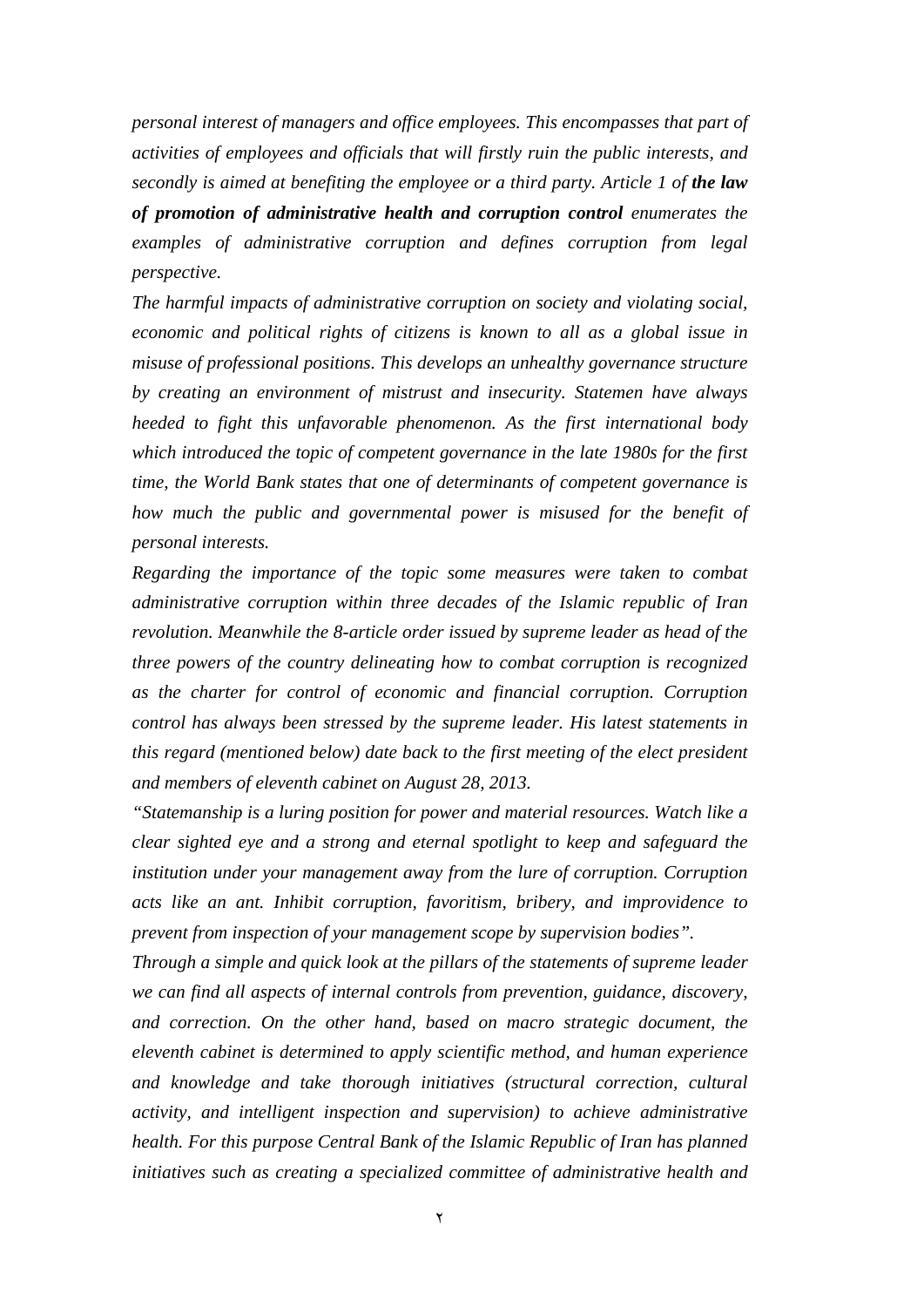*personal interest of managers and office employees. This encompasses that part of activities of employees and officials that will firstly ruin the public interests, and secondly is aimed at benefiting the employee or a third party. Article 1 of* ***the law of promotion of administrative health and corruption control*** *enumerates the examples of administrative corruption and defines corruption from legal perspective.*

*The harmful impacts of administrative corruption on society and violating social, economic and political rights of citizens is known to all as a global issue in misuse of professional positions. This develops an unhealthy governance structure by creating an environment of mistrust and insecurity. Statemen have always heeded to fight this unfavorable phenomenon. As the first international body which introduced the topic of competent governance in the late 1980s for the first time, the World Bank states that one of determinants of competent governance is how much the public and governmental power is misused for the benefit of personal interests.*

*Regarding the importance of the topic some measures were taken to combat administrative corruption within three decades of the Islamic republic of Iran revolution. Meanwhile the 8-article order issued by supreme leader as head of the three powers of the country delineating how to combat corruption is recognized as the charter for control of economic and financial corruption. Corruption control has always been stressed by the supreme leader. His latest statements in this regard (mentioned below) date back to the first meeting of the elect president and members of eleventh cabinet on August 28, 2013.*

*"Statemanship is a luring position for power and material resources. Watch like a clear sighted eye and a strong and eternal spotlight to keep and safeguard the institution under your management away from the lure of corruption. Corruption acts like an ant. Inhibit corruption, favoritism, bribery, and improvidence to prevent from inspection of your management scope by supervision bodies".*

*Through a simple and quick look at the pillars of the statements of supreme leader we can find all aspects of internal controls from prevention, guidance, discovery, and correction. On the other hand, based on macro strategic document, the eleventh cabinet is determined to apply scientific method, and human experience and knowledge and take thorough initiatives (structural correction, cultural activity, and intelligent inspection and supervision) to achieve administrative health. For this purpose Central Bank of the Islamic Republic of Iran has planned initiatives such as creating a specialized committee of administrative health and*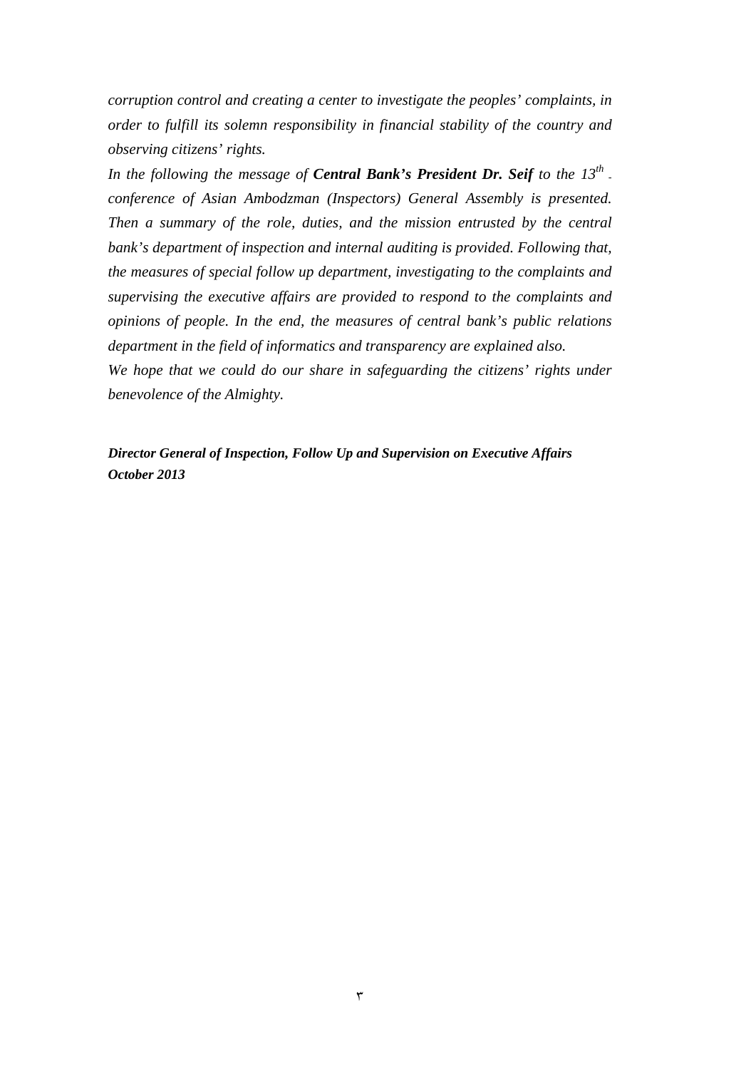*corruption control and creating a center to investigate the peoples' complaints, in order to fulfill its solemn responsibility in financial stability of the country and observing citizens' rights.*

*In the following the message of* ***Central Bank's President Dr. Seif*** *to the 13th conference of Asian Ambodzman (Inspectors) General Assembly is presented. Then a summary of the role, duties, and the mission entrusted by the central bank's department of inspection and internal auditing is provided. Following that, the measures of special follow up department, investigating to the complaints and supervising the executive affairs are provided to respond to the complaints and opinions of people. In the end, the measures of central bank's public relations department in the field of informatics and transparency are explained also.*

*We hope that we could do our share in safeguarding the citizens' rights under benevolence of the Almighty.*

***Director General of Inspection, Follow Up and Supervision on Executive Affairs***
***October 2013***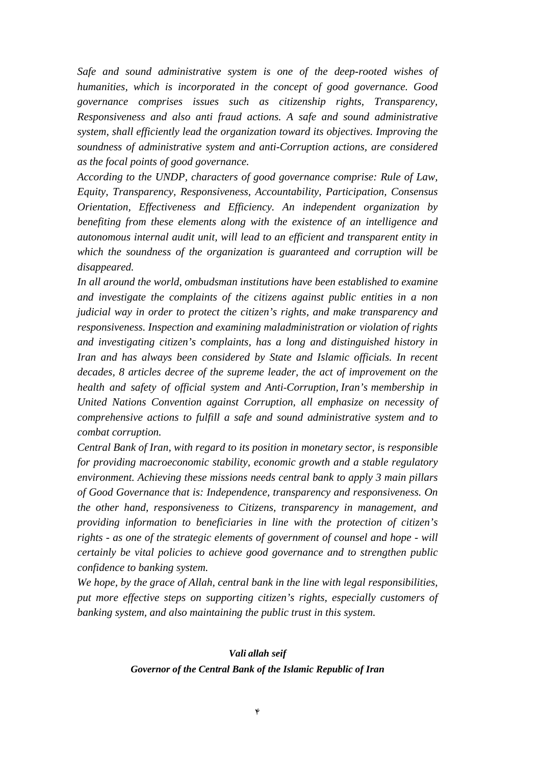*Safe and sound administrative system is one of the deep-rooted wishes of humanities, which is incorporated in the concept of good governance. Good governance comprises issues such as citizenship rights, Transparency, Responsiveness and also anti fraud actions. A safe and sound administrative system, shall efficiently lead the organization toward its objectives. Improving the soundness of administrative system and anti-Corruption actions, are considered as the focal points of good governance.*

*According to the UNDP, characters of good governance comprise: Rule of Law, Equity, Transparency, Responsiveness, Accountability, Participation, Consensus Orientation, Effectiveness and Efficiency. An independent organization by benefiting from these elements along with the existence of an intelligence and autonomous internal audit unit, will lead to an efficient and transparent entity in which the soundness of the organization is guaranteed and corruption will be disappeared.*

*In all around the world, ombudsman institutions have been established to examine and investigate the complaints of the citizens against public entities in a non judicial way in order to protect the citizen's rights, and make transparency and responsiveness. Inspection and examining maladministration or violation of rights and investigating citizen's complaints, has a long and distinguished history in Iran and has always been considered by State and Islamic officials. In recent decades, 8 articles decree of the supreme leader, the act of improvement on the health and safety of official system and Anti-Corruption, Iran's membership in United Nations Convention against Corruption, all emphasize on necessity of comprehensive actions to fulfill a safe and sound administrative system and to combat corruption.*

*Central Bank of Iran, with regard to its position in monetary sector, is responsible for providing macroeconomic stability, economic growth and a stable regulatory environment. Achieving these missions needs central bank to apply 3 main pillars of Good Governance that is: Independence, transparency and responsiveness. On the other hand, responsiveness to Citizens, transparency in management, and providing information to beneficiaries in line with the protection of citizen's rights - as one of the strategic elements of government of counsel and hope - will certainly be vital policies to achieve good governance and to strengthen public confidence to banking system.*

*We hope, by the grace of Allah, central bank in the line with legal responsibilities, put more effective steps on supporting citizen's rights, especially customers of banking system, and also maintaining the public trust in this system.*

***Vali allah seif***

***Governor of the Central Bank of the Islamic Republic of Iran***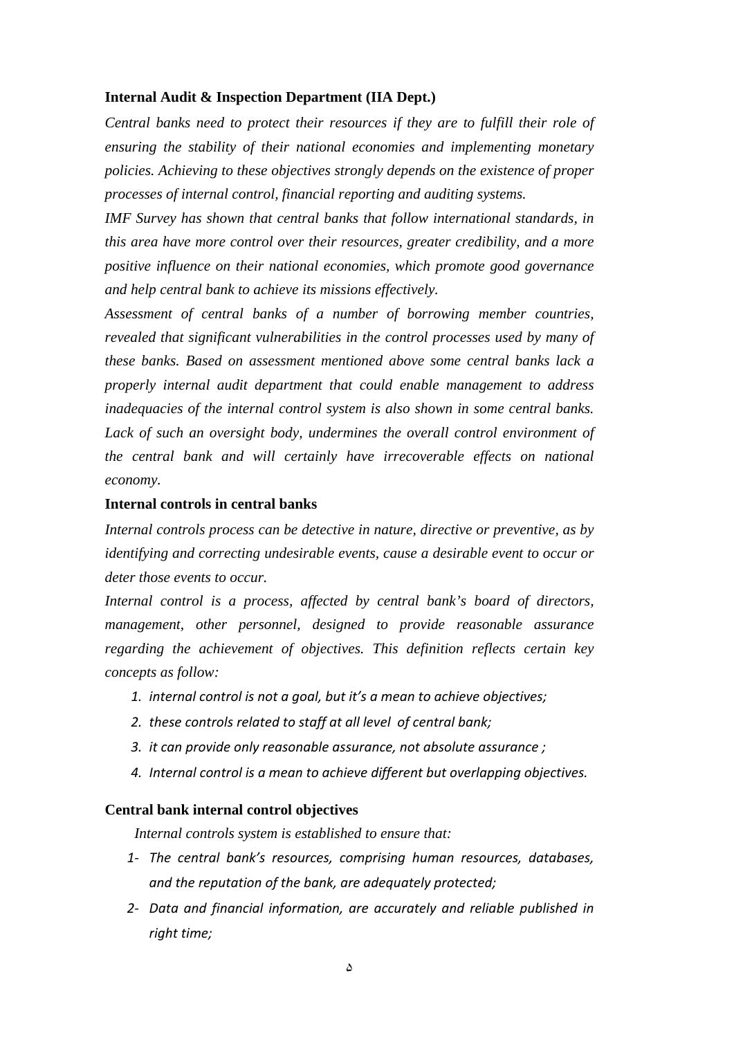**Internal Audit & Inspection Department (IIA Dept.)**

*Central banks need to protect their resources if they are to fulfill their role of ensuring the stability of their national economies and implementing monetary policies. Achieving to these objectives strongly depends on the existence of proper processes of internal control, financial reporting and auditing systems.*

*IMF Survey has shown that central banks that follow international standards, in this area have more control over their resources, greater credibility, and a more positive influence on their national economies, which promote good governance and help central bank to achieve its missions effectively.*

*Assessment of central banks of a number of borrowing member countries, revealed that significant vulnerabilities in the control processes used by many of these banks. Based on assessment mentioned above some central banks lack a properly internal audit department that could enable management to address inadequacies of the internal control system is also shown in some central banks. Lack of such an oversight body, undermines the overall control environment of the central bank and will certainly have irrecoverable effects on national economy.*

**Internal controls in central banks**

*Internal controls process can be detective in nature, directive or preventive, as by identifying and correcting undesirable events, cause a desirable event to occur or deter those events to occur.*

*Internal control is a process, affected by central bank's board of directors, management, other personnel, designed to provide reasonable assurance regarding the achievement of objectives. This definition reflects certain key concepts as follow:*

1. *internal control is not a goal, but it's a mean to achieve objectives;*
2. *these controls related to staff at all level of central bank;*
3. *it can provide only reasonable assurance, not absolute assurance ;*
4. *Internal control is a mean to achieve different but overlapping objectives.*

**Central bank internal control objectives**

*Internal controls system is established to ensure that:*

1- *The central bank's resources, comprising human resources, databases, and the reputation of the bank, are adequately protected;*

2- *Data and financial information, are accurately and reliable published in right time;*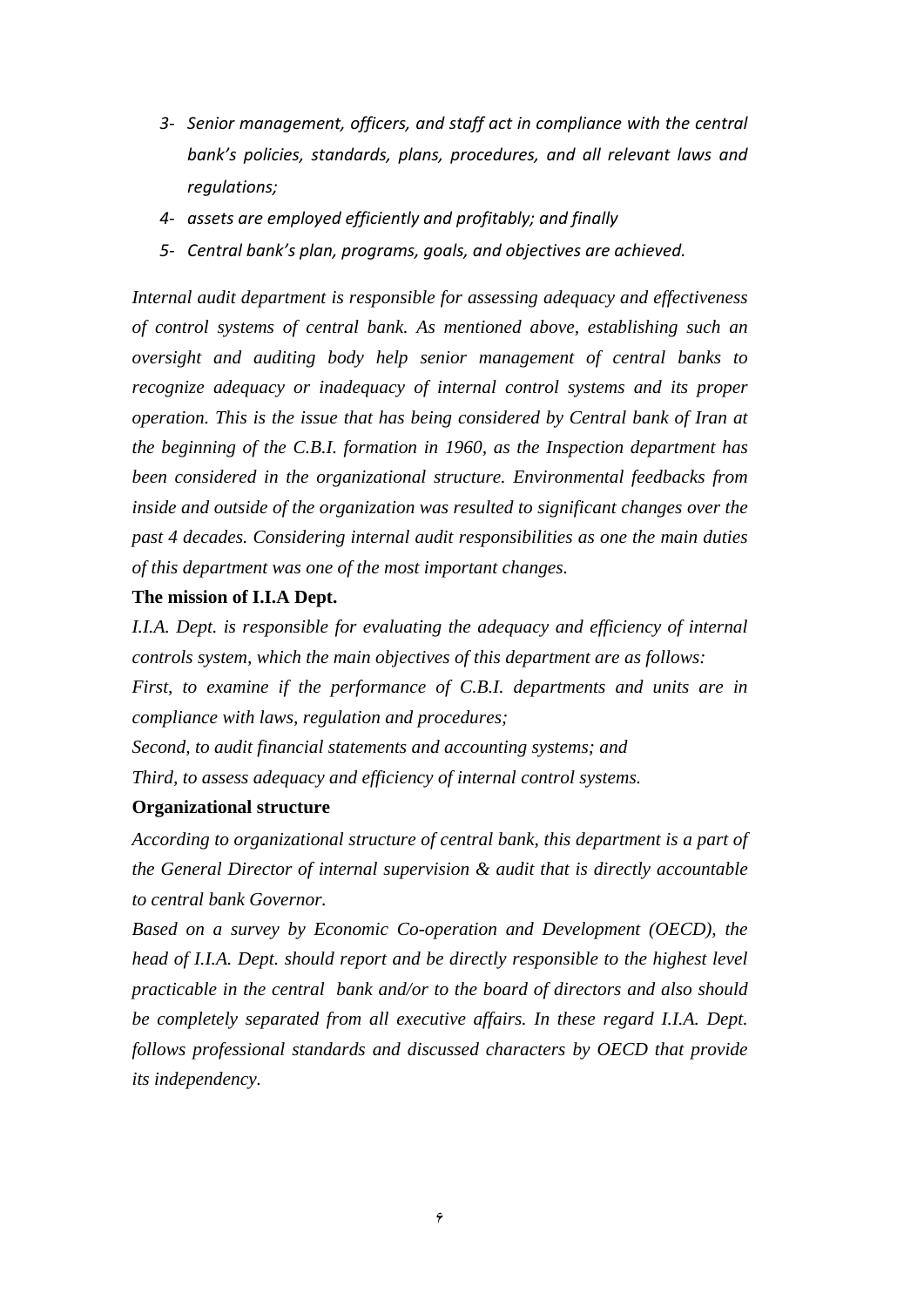3- *Senior management, officers, and staff act in compliance with the central bank's policies, standards, plans, procedures, and all relevant laws and regulations;*
4- *assets are employed efficiently and profitably; and finally*
5- *Central bank's plan, programs, goals, and objectives are achieved.*

*Internal audit department is responsible for assessing adequacy and effectiveness of control systems of central bank. As mentioned above, establishing such an oversight and auditing body help senior management of central banks to recognize adequacy or inadequacy of internal control systems and its proper operation. This is the issue that has being considered by Central bank of Iran at the beginning of the C.B.I. formation in 1960, as the Inspection department has been considered in the organizational structure. Environmental feedbacks from inside and outside of the organization was resulted to significant changes over the past 4 decades. Considering internal audit responsibilities as one the main duties of this department was one of the most important changes.*

**The mission of I.I.A Dept.**

*I.I.A. Dept. is responsible for evaluating the adequacy and efficiency of internal controls system, which the main objectives of this department are as follows:*

*First, to examine if the performance of C.B.I. departments and units are in compliance with laws, regulation and procedures;*

*Second, to audit financial statements and accounting systems; and*

*Third, to assess adequacy and efficiency of internal control systems.*

**Organizational structure**

*According to organizational structure of central bank, this department is a part of the General Director of internal supervision & audit that is directly accountable to central bank Governor.*

*Based on a survey by Economic Co-operation and Development (OECD), the head of I.I.A. Dept. should report and be directly responsible to the highest level practicable in the central bank and/or to the board of directors and also should be completely separated from all executive affairs. In these regard I.I.A. Dept. follows professional standards and discussed characters by OECD that provide its independency.*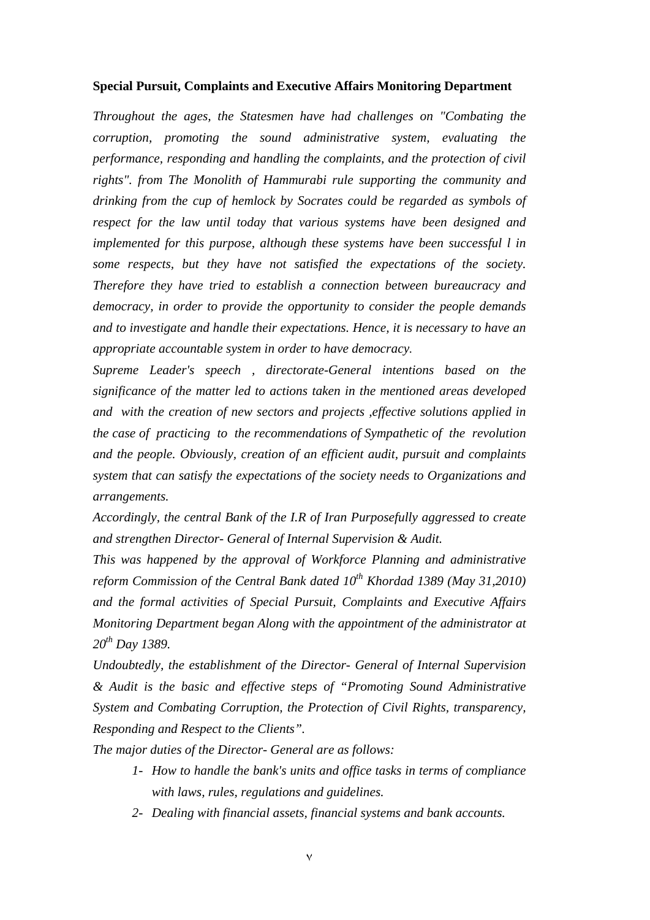**Special Pursuit, Complaints and Executive Affairs Monitoring Department**

*Throughout the ages, the Statesmen have had challenges on "Combating the corruption, promoting the sound administrative system, evaluating the performance, responding and handling the complaints, and the protection of civil rights". from The Monolith of Hammurabi rule supporting the community and drinking from the cup of hemlock by Socrates could be regarded as symbols of respect for the law until today that various systems have been designed and implemented for this purpose, although these systems have been successful l in some respects, but they have not satisfied the expectations of the society. Therefore they have tried to establish a connection between bureaucracy and democracy, in order to provide the opportunity to consider the people demands and to investigate and handle their expectations. Hence, it is necessary to have an appropriate accountable system in order to have democracy.*

*Supreme Leader's speech , directorate-General intentions based on the significance of the matter led to actions taken in the mentioned areas developed and with the creation of new sectors and projects ,effective solutions applied in the case of practicing to the recommendations of Sympathetic of the revolution and the people. Obviously, creation of an efficient audit, pursuit and complaints system that can satisfy the expectations of the society needs to Organizations and arrangements.*

*Accordingly, the central Bank of the I.R of Iran Purposefully aggressed to create and strengthen Director- General of Internal Supervision & Audit.*

*This was happened by the approval of Workforce Planning and administrative reform Commission of the Central Bank dated 10th Khordad 1389 (May 31,2010) and the formal activities of Special Pursuit, Complaints and Executive Affairs Monitoring Department began Along with the appointment of the administrator at 20th Day 1389.*

*Undoubtedly, the establishment of the Director- General of Internal Supervision & Audit is the basic and effective steps of "Promoting Sound Administrative System and Combating Corruption, the Protection of Civil Rights, transparency, Responding and Respect to the Clients".*

*The major duties of the Director- General are as follows:*

1. *How to handle the bank's units and office tasks in terms of compliance with laws, rules, regulations and guidelines.*
2. *Dealing with financial assets, financial systems and bank accounts.*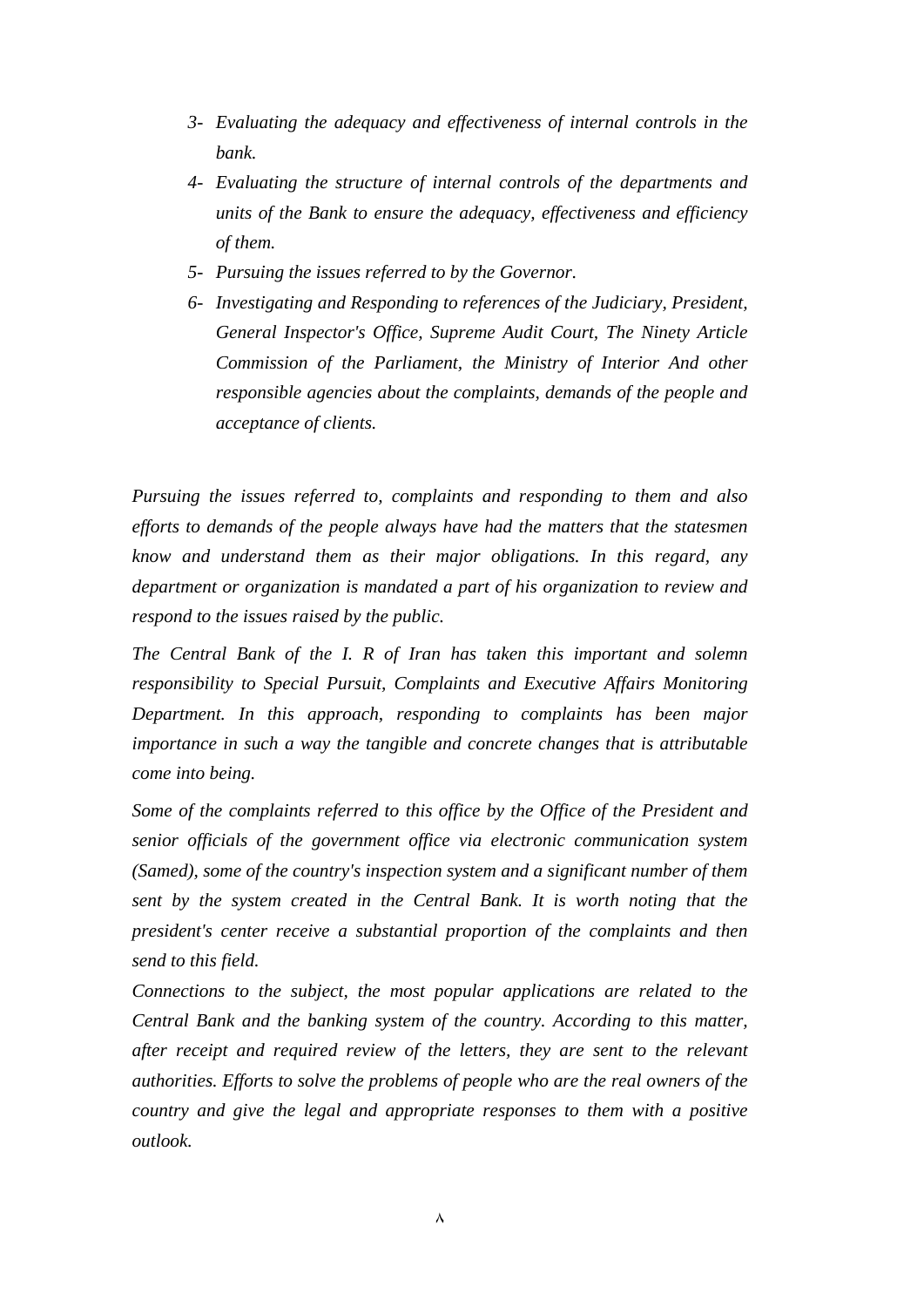3- *Evaluating the adequacy and effectiveness of internal controls in the bank.*
4- *Evaluating the structure of internal controls of the departments and units of the Bank to ensure the adequacy, effectiveness and efficiency of them.*
5- *Pursuing the issues referred to by the Governor.*
6- *Investigating and Responding to references of the Judiciary, President, General Inspector's Office, Supreme Audit Court, The Ninety Article Commission of the Parliament, the Ministry of Interior And other responsible agencies about the complaints, demands of the people and acceptance of clients.*

*Pursuing the issues referred to, complaints and responding to them and also efforts to demands of the people always have had the matters that the statesmen know and understand them as their major obligations. In this regard, any department or organization is mandated a part of his organization to review and respond to the issues raised by the public.*

*The Central Bank of the I. R of Iran has taken this important and solemn responsibility to Special Pursuit, Complaints and Executive Affairs Monitoring Department. In this approach, responding to complaints has been major importance in such a way the tangible and concrete changes that is attributable come into being.*

*Some of the complaints referred to this office by the Office of the President and senior officials of the government office via electronic communication system (Samed), some of the country's inspection system and a significant number of them sent by the system created in the Central Bank. It is worth noting that the president's center receive a substantial proportion of the complaints and then send to this field.*

*Connections to the subject, the most popular applications are related to the Central Bank and the banking system of the country. According to this matter, after receipt and required review of the letters, they are sent to the relevant authorities. Efforts to solve the problems of people who are the real owners of the country and give the legal and appropriate responses to them with a positive outlook.*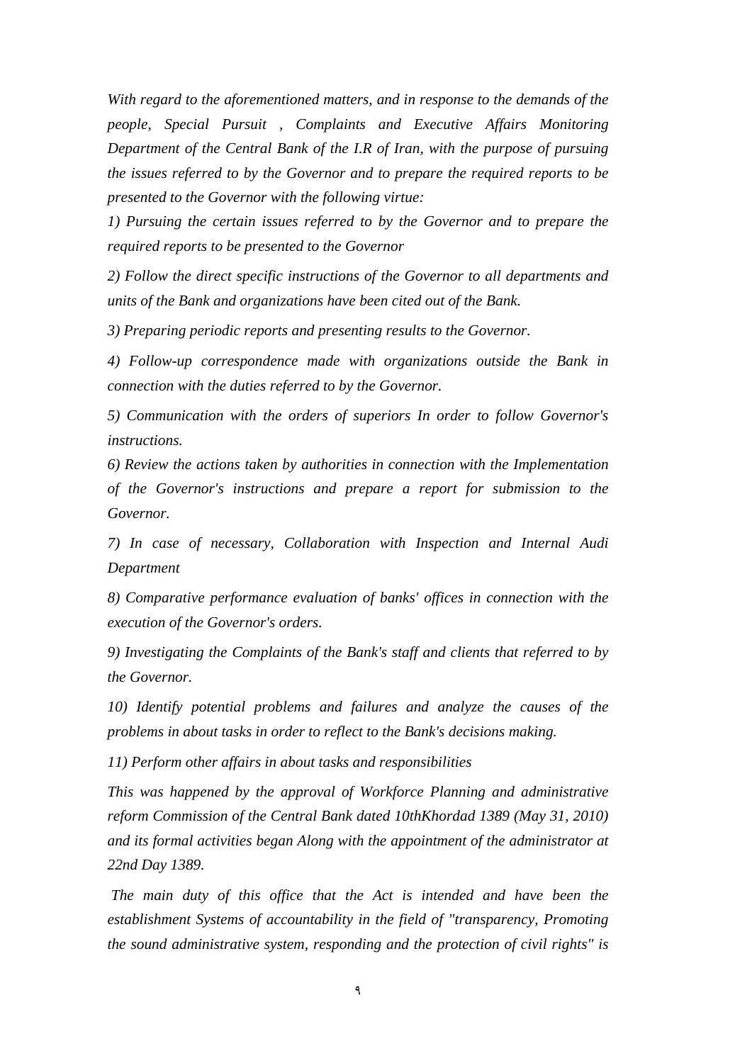*With regard to the aforementioned matters, and in response to the demands of the people, Special Pursuit , Complaints and Executive Affairs Monitoring Department of the Central Bank of the I.R of Iran, with the purpose of pursuing the issues referred to by the Governor and to prepare the required reports to be presented to the Governor with the following virtue:*

*1) Pursuing the certain issues referred to by the Governor and to prepare the required reports to be presented to the Governor*

*2) Follow the direct specific instructions of the Governor to all departments and units of the Bank and organizations have been cited out of the Bank.*

*3) Preparing periodic reports and presenting results to the Governor.*

*4) Follow-up correspondence made with organizations outside the Bank in connection with the duties referred to by the Governor.*

*5) Communication with the orders of superiors In order to follow Governor's instructions.*

*6) Review the actions taken by authorities in connection with the Implementation of the Governor's instructions and prepare a report for submission to the Governor.*

*7) In case of necessary, Collaboration with Inspection and Internal Audi Department*

*8) Comparative performance evaluation of banks' offices in connection with the execution of the Governor's orders.*

*9) Investigating the Complaints of the Bank's staff and clients that referred to by the Governor.*

*10) Identify potential problems and failures and analyze the causes of the problems in about tasks in order to reflect to the Bank's decisions making.*

*11) Perform other affairs in about tasks and responsibilities*

*This was happened by the approval of Workforce Planning and administrative reform Commission of the Central Bank dated 10thKhordad 1389 (May 31, 2010) and its formal activities began Along with the appointment of the administrator at 22nd Day 1389.*

*The main duty of this office that the Act is intended and have been the establishment Systems of accountability in the field of "transparency, Promoting the sound administrative system, responding and the protection of civil rights" is*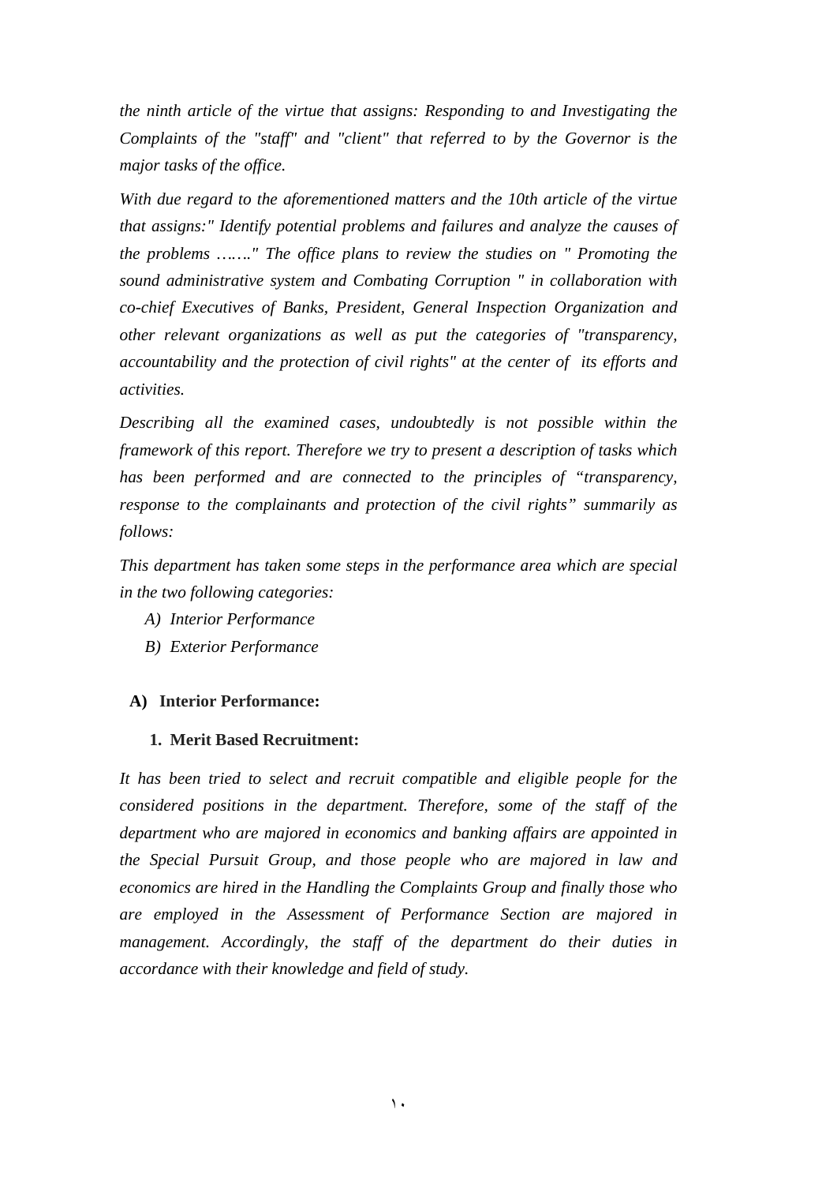*the ninth article of the virtue that assigns: Responding to and Investigating the Complaints of the "staff" and "client" that referred to by the Governor is the major tasks of the office.*

*With due regard to the aforementioned matters and the 10th article of the virtue that assigns:" Identify potential problems and failures and analyze the causes of the problems ……." The office plans to review the studies on " Promoting the sound administrative system and Combating Corruption " in collaboration with co-chief Executives of Banks, President, General Inspection Organization and other relevant organizations as well as put the categories of "transparency, accountability and the protection of civil rights" at the center of its efforts and activities.*

*Describing all the examined cases, undoubtedly is not possible within the framework of this report. Therefore we try to present a description of tasks which has been performed and are connected to the principles of "transparency, response to the complainants and protection of the civil rights" summarily as follows:*

*This department has taken some steps in the performance area which are special in the two following categories:*

- *A) Interior Performance*
- *B) Exterior Performance*

## A) Interior Performance:

### 1. Merit Based Recruitment:

*It has been tried to select and recruit compatible and eligible people for the considered positions in the department. Therefore, some of the staff of the department who are majored in economics and banking affairs are appointed in the Special Pursuit Group, and those people who are majored in law and economics are hired in the Handling the Complaints Group and finally those who are employed in the Assessment of Performance Section are majored in management. Accordingly, the staff of the department do their duties in accordance with their knowledge and field of study.*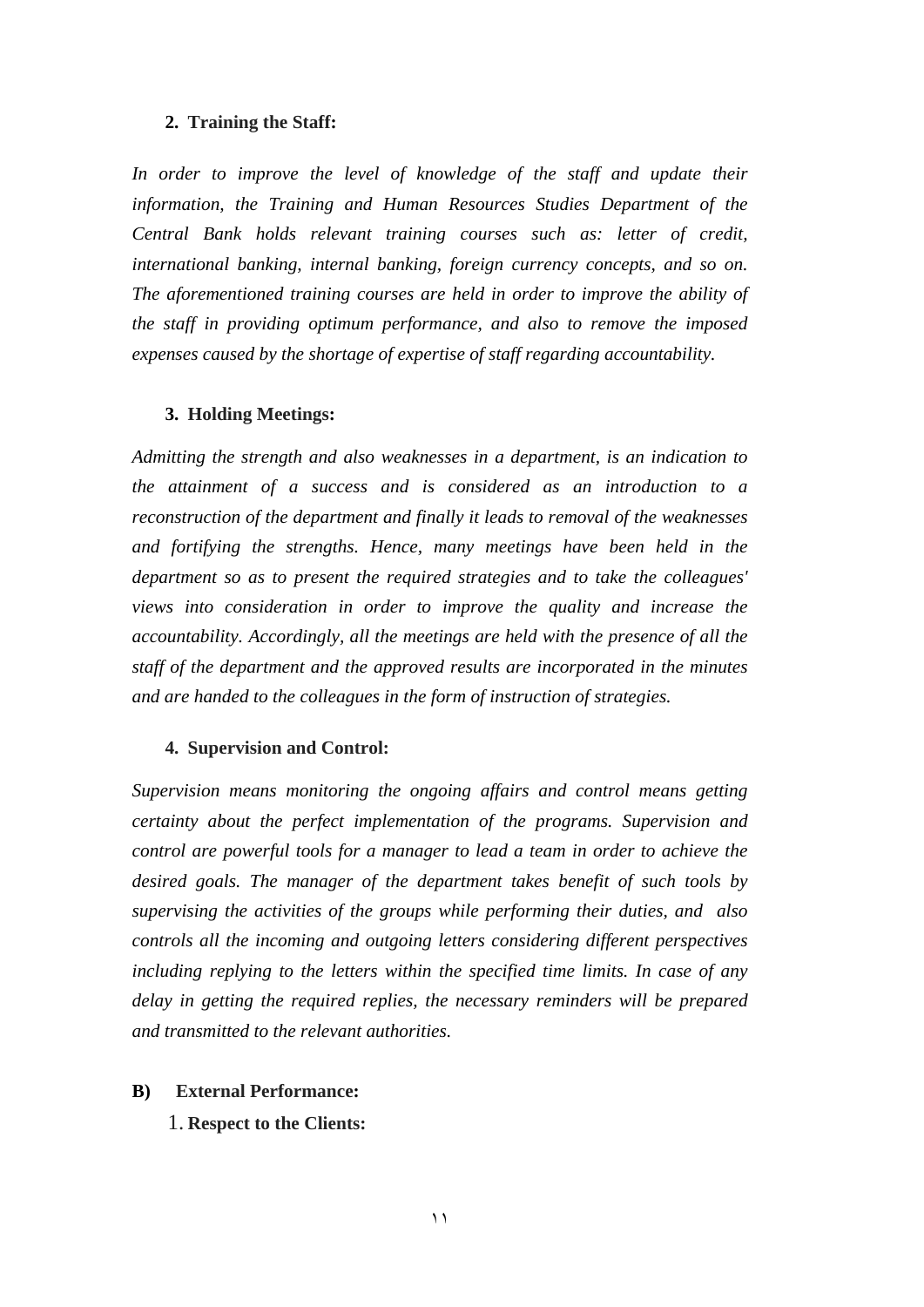**2. Training the Staff:**

*In order to improve the level of knowledge of the staff and update their information, the Training and Human Resources Studies Department of the Central Bank holds relevant training courses such as: letter of credit, international banking, internal banking, foreign currency concepts, and so on. The aforementioned training courses are held in order to improve the ability of the staff in providing optimum performance, and also to remove the imposed expenses caused by the shortage of expertise of staff regarding accountability.*

**3. Holding Meetings:**

*Admitting the strength and also weaknesses in a department, is an indication to the attainment of a success and is considered as an introduction to a reconstruction of the department and finally it leads to removal of the weaknesses and fortifying the strengths. Hence, many meetings have been held in the department so as to present the required strategies and to take the colleagues' views into consideration in order to improve the quality and increase the accountability. Accordingly, all the meetings are held with the presence of all the staff of the department and the approved results are incorporated in the minutes and are handed to the colleagues in the form of instruction of strategies.*

**4. Supervision and Control:**

*Supervision means monitoring the ongoing affairs and control means getting certainty about the perfect implementation of the programs. Supervision and control are powerful tools for a manager to lead a team in order to achieve the desired goals. The manager of the department takes benefit of such tools by supervising the activities of the groups while performing their duties, and also controls all the incoming and outgoing letters considering different perspectives including replying to the letters within the specified time limits. In case of any delay in getting the required replies, the necessary reminders will be prepared and transmitted to the relevant authorities.*

**B) External Performance:**

1. **Respect to the Clients:**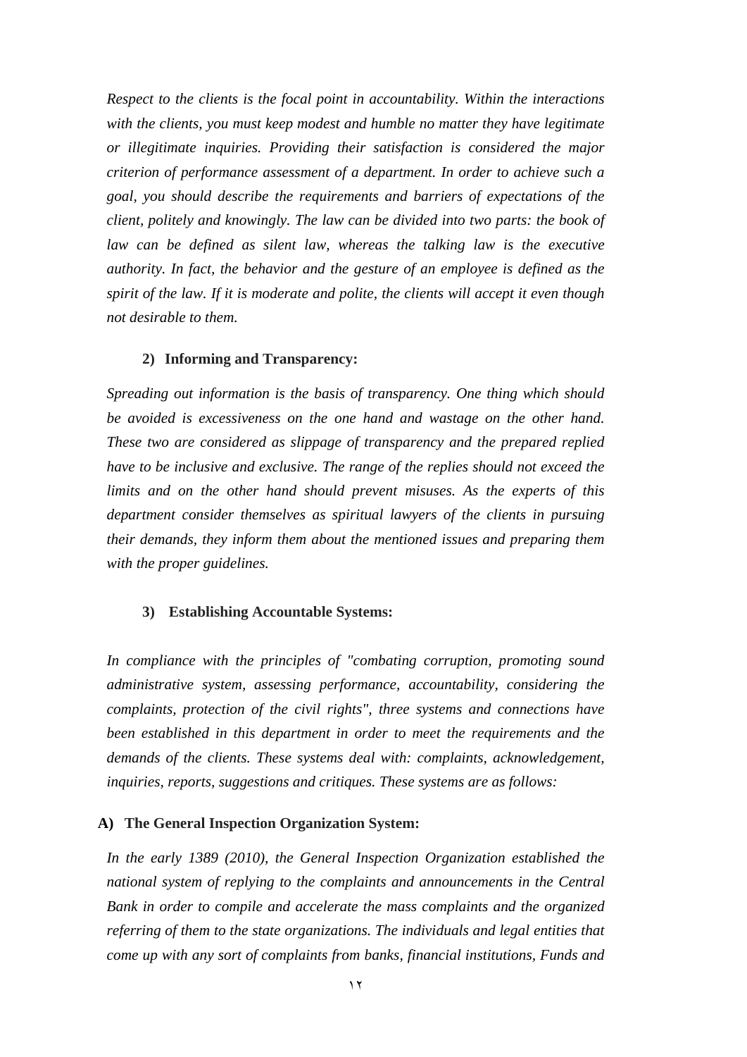*Respect to the clients is the focal point in accountability. Within the interactions with the clients, you must keep modest and humble no matter they have legitimate or illegitimate inquiries. Providing their satisfaction is considered the major criterion of performance assessment of a department. In order to achieve such a goal, you should describe the requirements and barriers of expectations of the client, politely and knowingly. The law can be divided into two parts: the book of law can be defined as silent law, whereas the talking law is the executive authority. In fact, the behavior and the gesture of an employee is defined as the spirit of the law. If it is moderate and polite, the clients will accept it even though not desirable to them.*

2) **Informing and Transparency:**

*Spreading out information is the basis of transparency. One thing which should be avoided is excessiveness on the one hand and wastage on the other hand. These two are considered as slippage of transparency and the prepared replied have to be inclusive and exclusive. The range of the replies should not exceed the limits and on the other hand should prevent misuses. As the experts of this department consider themselves as spiritual lawyers of the clients in pursuing their demands, they inform them about the mentioned issues and preparing them with the proper guidelines.*

3) **Establishing Accountable Systems:**

*In compliance with the principles of "combating corruption, promoting sound administrative system, assessing performance, accountability, considering the complaints, protection of the civil rights", three systems and connections have been established in this department in order to meet the requirements and the demands of the clients. These systems deal with: complaints, acknowledgement, inquiries, reports, suggestions and critiques. These systems are as follows:*

**A) The General Inspection Organization System:**

*In the early 1389 (2010), the General Inspection Organization established the national system of replying to the complaints and announcements in the Central Bank in order to compile and accelerate the mass complaints and the organized referring of them to the state organizations. The individuals and legal entities that come up with any sort of complaints from banks, financial institutions, Funds and*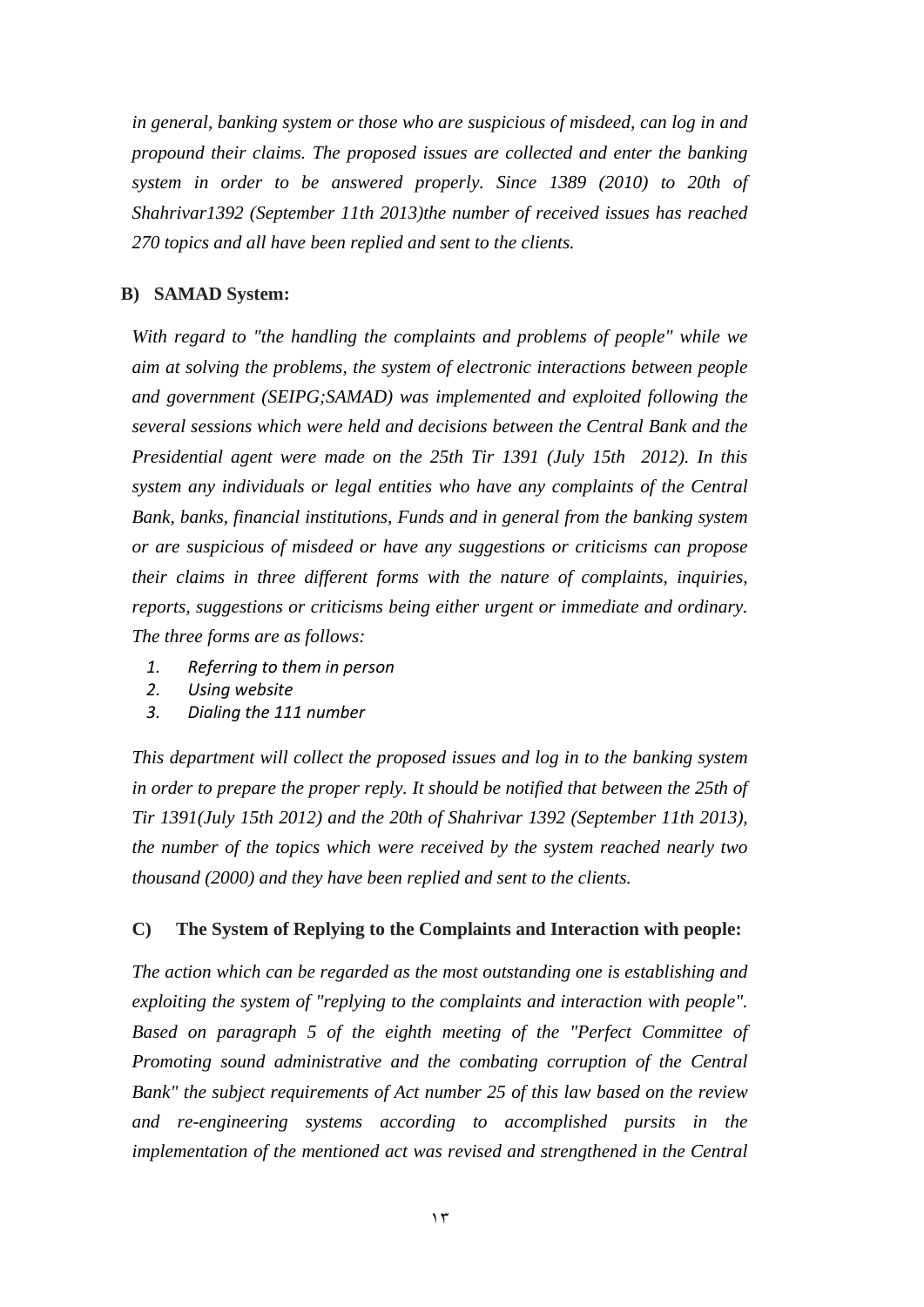*in general, banking system or those who are suspicious of misdeed, can log in and propound their claims. The proposed issues are collected and enter the banking system in order to be answered properly. Since 1389 (2010) to 20th of Shahrivar1392 (September 11th 2013)the number of received issues has reached 270 topics and all have been replied and sent to the clients.*

**B) SAMAD System:**

*With regard to "the handling the complaints and problems of people" while we aim at solving the problems, the system of electronic interactions between people and government (SEIPG;SAMAD) was implemented and exploited following the several sessions which were held and decisions between the Central Bank and the Presidential agent were made on the 25th Tir 1391 (July 15th 2012). In this system any individuals or legal entities who have any complaints of the Central Bank, banks, financial institutions, Funds and in general from the banking system or are suspicious of misdeed or have any suggestions or criticisms can propose their claims in three different forms with the nature of complaints, inquiries, reports, suggestions or criticisms being either urgent or immediate and ordinary. The three forms are as follows:*

1. *Referring to them in person*
2. *Using website*
3. *Dialing the 111 number*

*This department will collect the proposed issues and log in to the banking system in order to prepare the proper reply. It should be notified that between the 25th of Tir 1391(July 15th 2012) and the 20th of Shahrivar 1392 (September 11th 2013), the number of the topics which were received by the system reached nearly two thousand (2000) and they have been replied and sent to the clients.*

**C) The System of Replying to the Complaints and Interaction with people:**

*The action which can be regarded as the most outstanding one is establishing and exploiting the system of "replying to the complaints and interaction with people". Based on paragraph 5 of the eighth meeting of the "Perfect Committee of Promoting sound administrative and the combating corruption of the Central Bank" the subject requirements of Act number 25 of this law based on the review and re-engineering systems according to accomplished pursits in the implementation of the mentioned act was revised and strengthened in the Central*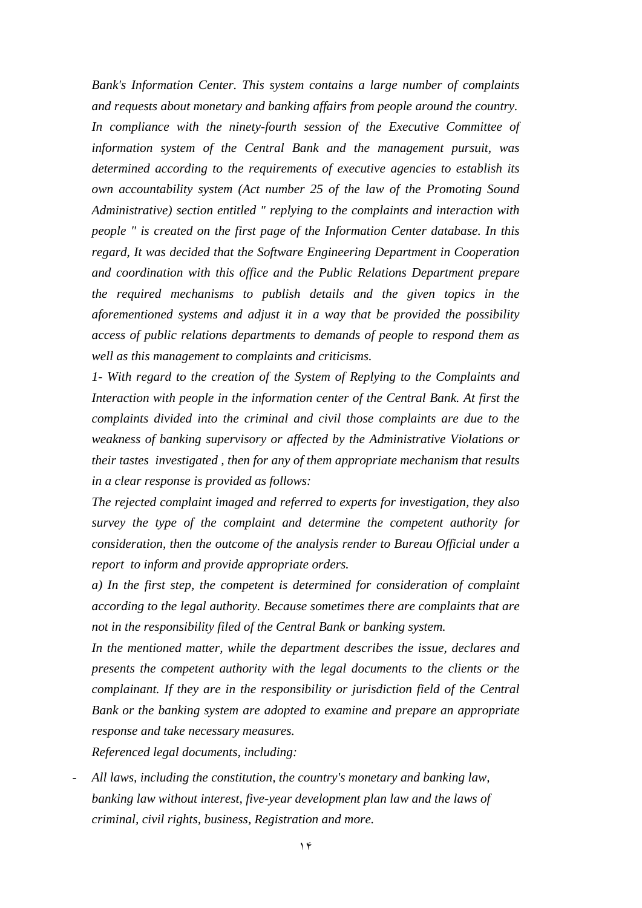*Bank's Information Center. This system contains a large number of complaints and requests about monetary and banking affairs from people around the country.*

*In compliance with the ninety-fourth session of the Executive Committee of information system of the Central Bank and the management pursuit, was determined according to the requirements of executive agencies to establish its own accountability system (Act number 25 of the law of the Promoting Sound Administrative) section entitled " replying to the complaints and interaction with people " is created on the first page of the Information Center database. In this regard, It was decided that the Software Engineering Department in Cooperation and coordination with this office and the Public Relations Department prepare the required mechanisms to publish details and the given topics in the aforementioned systems and adjust it in a way that be provided the possibility access of public relations departments to demands of people to respond them as well as this management to complaints and criticisms.*

*1- With regard to the creation of the System of Replying to the Complaints and Interaction with people in the information center of the Central Bank. At first the complaints divided into the criminal and civil those complaints are due to the weakness of banking supervisory or affected by the Administrative Violations or their tastes investigated , then for any of them appropriate mechanism that results in a clear response is provided as follows:*

*The rejected complaint imaged and referred to experts for investigation, they also survey the type of the complaint and determine the competent authority for consideration, then the outcome of the analysis render to Bureau Official under a report to inform and provide appropriate orders.*

*a) In the first step, the competent is determined for consideration of complaint according to the legal authority. Because sometimes there are complaints that are not in the responsibility filed of the Central Bank or banking system.*

*In the mentioned matter, while the department describes the issue, declares and presents the competent authority with the legal documents to the clients or the complainant. If they are in the responsibility or jurisdiction field of the Central Bank or the banking system are adopted to examine and prepare an appropriate response and take necessary measures.*

*Referenced legal documents, including:*

- *All laws, including the constitution, the country's monetary and banking law, banking law without interest, five-year development plan law and the laws of criminal, civil rights, business, Registration and more.*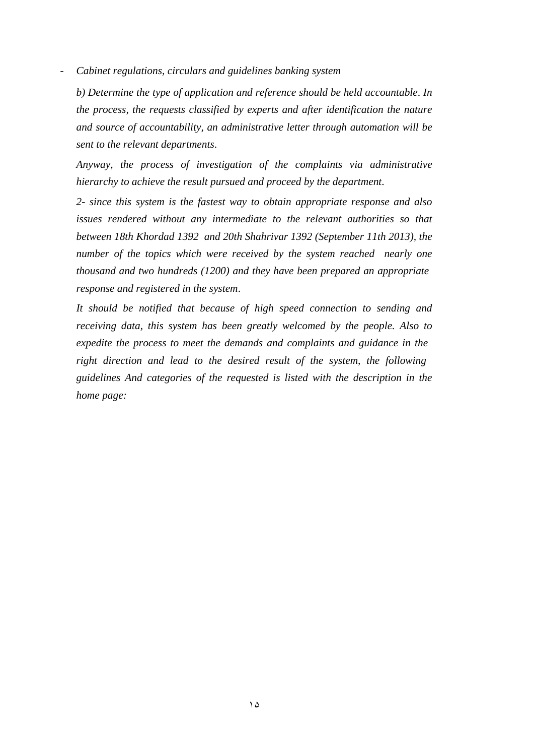- *Cabinet regulations, circulars and guidelines banking system*

*b) Determine the type of application and reference should be held accountable. In the process, the requests classified by experts and after identification the nature and source of accountability, an administrative letter through automation will be sent to the relevant departments.*

*Anyway, the process of investigation of the complaints via administrative hierarchy to achieve the result pursued and proceed by the department.*

*2- since this system is the fastest way to obtain appropriate response and also issues rendered without any intermediate to the relevant authorities so that between 18th Khordad 1392 and 20th Shahrivar 1392 (September 11th 2013), the number of the topics which were received by the system reached nearly one thousand and two hundreds (1200) and they have been prepared an appropriate response and registered in the system.*

*It should be notified that because of high speed connection to sending and receiving data, this system has been greatly welcomed by the people. Also to expedite the process to meet the demands and complaints and guidance in the right direction and lead to the desired result of the system, the following guidelines And categories of the requested is listed with the description in the home page:*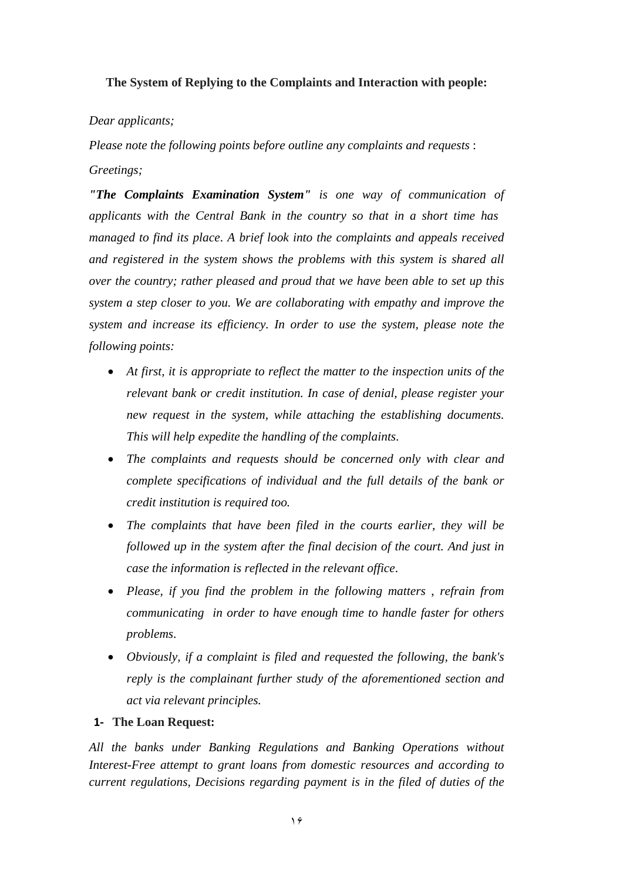**The System of Replying to the Complaints and Interaction with people:**

*Dear applicants;*

*Please note the following points before outline any complaints and requests* :

*Greetings;*

***"The Complaints Examination System"*** *is one way of communication of applicants with the Central Bank in the country so that in a short time has managed to find its place. A brief look into the complaints and appeals received and registered in the system shows the problems with this system is shared all over the country; rather pleased and proud that we have been able to set up this system a step closer to you. We are collaborating with empathy and improve the system and increase its efficiency. In order to use the system, please note the following points:*

- *At first, it is appropriate to reflect the matter to the inspection units of the relevant bank or credit institution. In case of denial, please register your new request in the system, while attaching the establishing documents. This will help expedite the handling of the complaints.*
- *The complaints and requests should be concerned only with clear and complete specifications of individual and the full details of the bank or credit institution is required too.*
- *The complaints that have been filed in the courts earlier, they will be followed up in the system after the final decision of the court. And just in case the information is reflected in the relevant office.*
- *Please, if you find the problem in the following matters , refrain from communicating in order to have enough time to handle faster for others problems.*
- *Obviously, if a complaint is filed and requested the following, the bank's reply is the complainant further study of the aforementioned section and act via relevant principles.*

**1- The Loan Request:**

*All the banks under Banking Regulations and Banking Operations without Interest-Free attempt to grant loans from domestic resources and according to current regulations, Decisions regarding payment is in the filed of duties of the*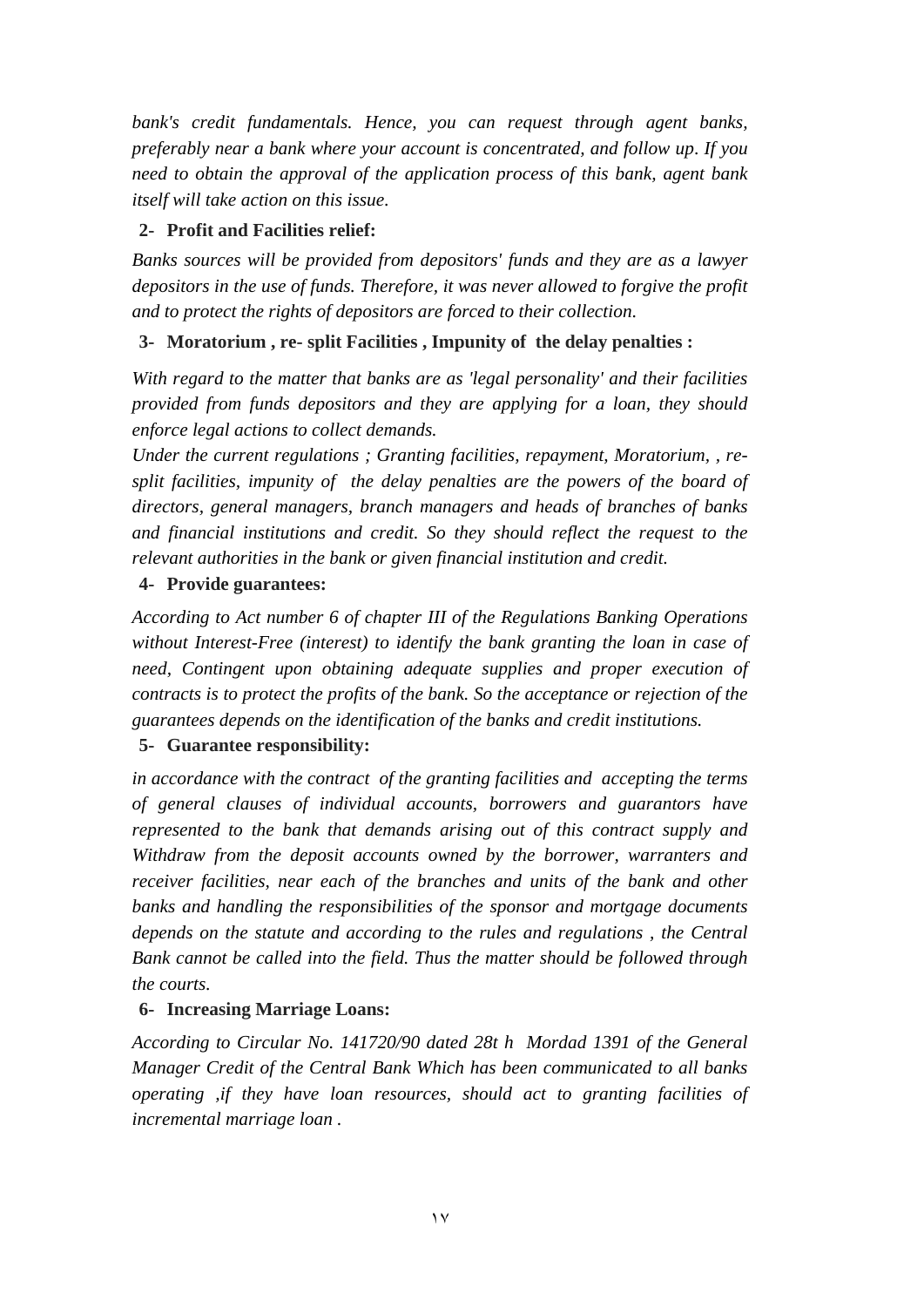*bank's credit fundamentals. Hence, you can request through agent banks, preferably near a bank where your account is concentrated, and follow up. If you need to obtain the approval of the application process of this bank, agent bank itself will take action on this issue.*

**2- Profit and Facilities relief:**

*Banks sources will be provided from depositors' funds and they are as a lawyer depositors in the use of funds. Therefore, it was never allowed to forgive the profit and to protect the rights of depositors are forced to their collection.*

**3- Moratorium , re- split Facilities , Impunity of the delay penalties :**

*With regard to the matter that banks are as 'legal personality' and their facilities provided from funds depositors and they are applying for a loan, they should enforce legal actions to collect demands.*

*Under the current regulations ; Granting facilities, repayment, Moratorium, , re-split facilities, impunity of the delay penalties are the powers of the board of directors, general managers, branch managers and heads of branches of banks and financial institutions and credit. So they should reflect the request to the relevant authorities in the bank or given financial institution and credit.*

**4- Provide guarantees:**

*According to Act number 6 of chapter III of the Regulations Banking Operations without Interest-Free (interest) to identify the bank granting the loan in case of need, Contingent upon obtaining adequate supplies and proper execution of contracts is to protect the profits of the bank. So the acceptance or rejection of the guarantees depends on the identification of the banks and credit institutions.*

**5- Guarantee responsibility:**

*in accordance with the contract of the granting facilities and accepting the terms of general clauses of individual accounts, borrowers and guarantors have represented to the bank that demands arising out of this contract supply and Withdraw from the deposit accounts owned by the borrower, warranters and receiver facilities, near each of the branches and units of the bank and other banks and handling the responsibilities of the sponsor and mortgage documents depends on the statute and according to the rules and regulations , the Central Bank cannot be called into the field. Thus the matter should be followed through the courts.*

**6- Increasing Marriage Loans:**

*According to Circular No. 141720/90 dated 28t h Mordad 1391 of the General Manager Credit of the Central Bank Which has been communicated to all banks operating ,if they have loan resources, should act to granting facilities of incremental marriage loan .*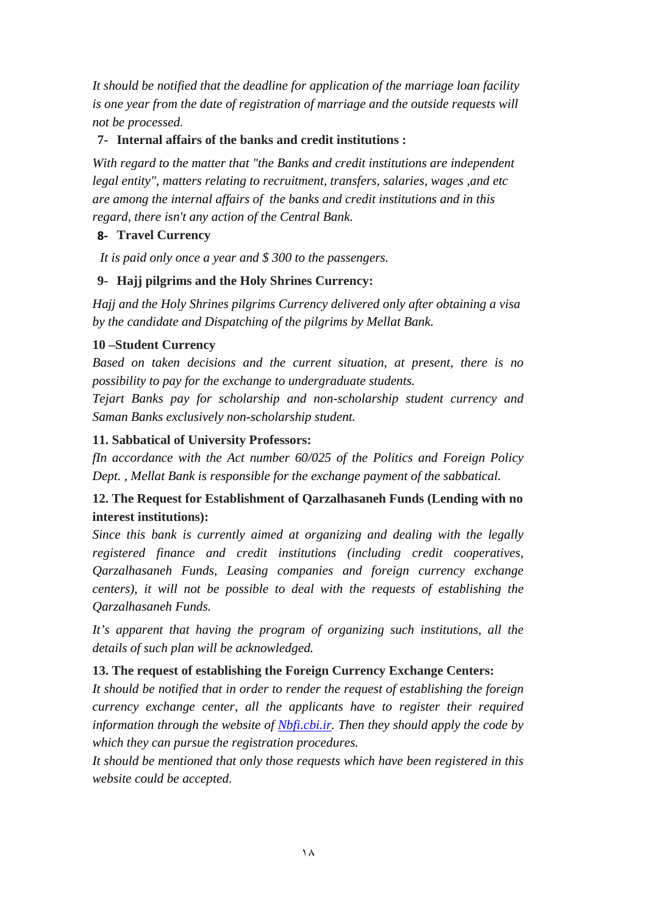*It should be notified that the deadline for application of the marriage loan facility is one year from the date of registration of marriage and the outside requests will not be processed.*

**7- Internal affairs of the banks and credit institutions :**

*With regard to the matter that "the Banks and credit institutions are independent legal entity", matters relating to recruitment, transfers, salaries, wages ,and etc are among the internal affairs of the banks and credit institutions and in this regard, there isn't any action of the Central Bank.*

**8- Travel Currency**

*It is paid only once a year and $ 300 to the passengers.*

**9- Hajj pilgrims and the Holy Shrines Currency:**

*Hajj and the Holy Shrines pilgrims Currency delivered only after obtaining a visa by the candidate and Dispatching of the pilgrims by Mellat Bank.*

**10 –Student Currency**

*Based on taken decisions and the current situation, at present, there is no possibility to pay for the exchange to undergraduate students.*
*Tejart Banks pay for scholarship and non-scholarship student currency and Saman Banks exclusively non-scholarship student.*

**11. Sabbatical of University Professors:**

*fIn accordance with the Act number 60/025 of the Politics and Foreign Policy Dept. , Mellat Bank is responsible for the exchange payment of the sabbatical.*

**12. The Request for Establishment of Qarzalhasaneh Funds (Lending with no interest institutions):**

*Since this bank is currently aimed at organizing and dealing with the legally registered finance and credit institutions (including credit cooperatives, Qarzalhasaneh Funds, Leasing companies and foreign currency exchange centers), it will not be possible to deal with the requests of establishing the Qarzalhasaneh Funds.*

*It's apparent that having the program of organizing such institutions, all the details of such plan will be acknowledged.*

**13. The request of establishing the Foreign Currency Exchange Centers:**

*It should be notified that in order to render the request of establishing the foreign currency exchange center, all the applicants have to register their required information through the website of [Nbfi.cbi.ir](http://Nbfi.cbi.ir). Then they should apply the code by which they can pursue the registration procedures.*
*It should be mentioned that only those requests which have been registered in this website could be accepted.*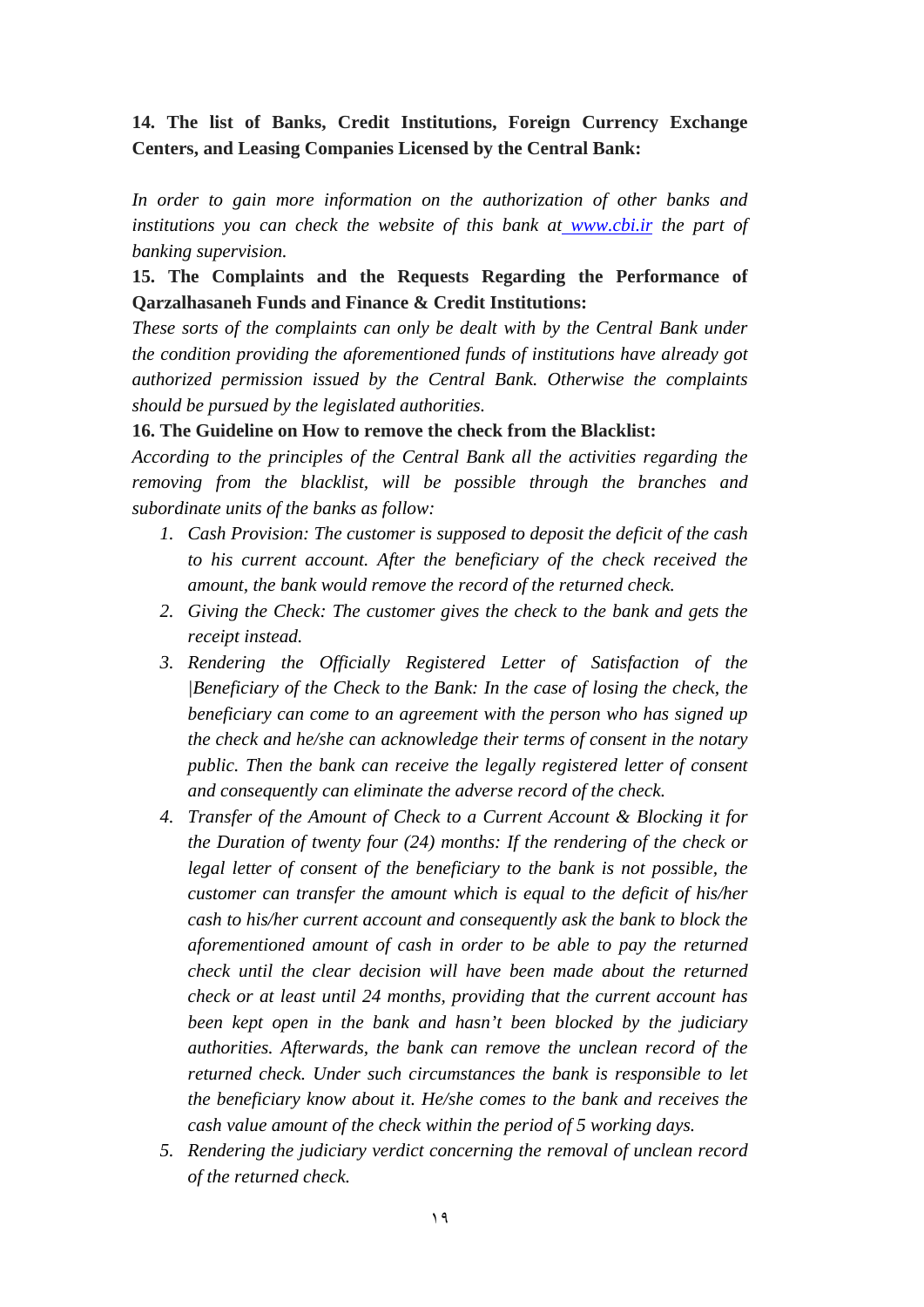**14. The list of Banks, Credit Institutions, Foreign Currency Exchange Centers, and Leasing Companies Licensed by the Central Bank:**

*In order to gain more information on the authorization of other banks and institutions you can check the website of this bank at [www.cbi.ir](http://www.cbi.ir) the part of banking supervision.*

**15. The Complaints and the Requests Regarding the Performance of Qarzalhasaneh Funds and Finance & Credit Institutions:**

*These sorts of the complaints can only be dealt with by the Central Bank under the condition providing the aforementioned funds of institutions have already got authorized permission issued by the Central Bank. Otherwise the complaints should be pursued by the legislated authorities.*

**16. The Guideline on How to remove the check from the Blacklist:**

*According to the principles of the Central Bank all the activities regarding the removing from the blacklist, will be possible through the branches and subordinate units of the banks as follow:*

1. *Cash Provision: The customer is supposed to deposit the deficit of the cash to his current account. After the beneficiary of the check received the amount, the bank would remove the record of the returned check.*
2. *Giving the Check: The customer gives the check to the bank and gets the receipt instead.*
3. *Rendering the Officially Registered Letter of Satisfaction of the |Beneficiary of the Check to the Bank: In the case of losing the check, the beneficiary can come to an agreement with the person who has signed up the check and he/she can acknowledge their terms of consent in the notary public. Then the bank can receive the legally registered letter of consent and consequently can eliminate the adverse record of the check.*
4. *Transfer of the Amount of Check to a Current Account & Blocking it for the Duration of twenty four (24) months: If the rendering of the check or legal letter of consent of the beneficiary to the bank is not possible, the customer can transfer the amount which is equal to the deficit of his/her cash to his/her current account and consequently ask the bank to block the aforementioned amount of cash in order to be able to pay the returned check until the clear decision will have been made about the returned check or at least until 24 months, providing that the current account has been kept open in the bank and hasn't been blocked by the judiciary authorities. Afterwards, the bank can remove the unclean record of the returned check. Under such circumstances the bank is responsible to let the beneficiary know about it. He/she comes to the bank and receives the cash value amount of the check within the period of 5 working days.*
5. *Rendering the judiciary verdict concerning the removal of unclean record of the returned check.*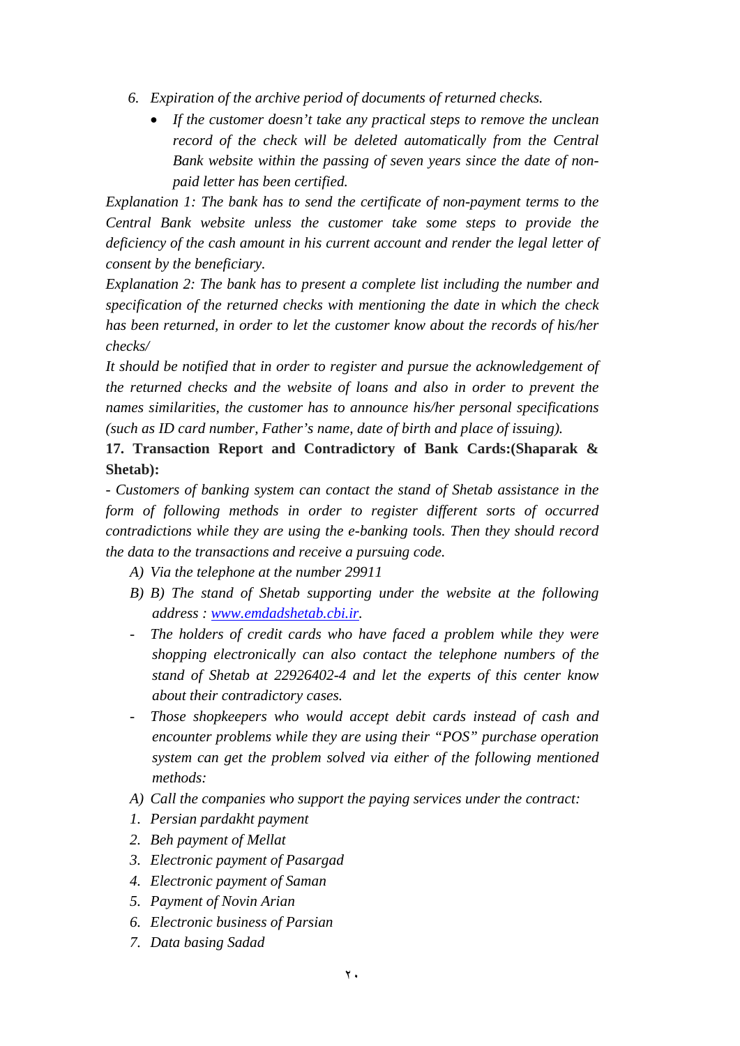6. *Expiration of the archive period of documents of returned checks.*
    - *If the customer doesn't take any practical steps to remove the unclean record of the check will be deleted automatically from the Central Bank website within the passing of seven years since the date of non-paid letter has been certified.*

*Explanation 1: The bank has to send the certificate of non-payment terms to the Central Bank website unless the customer take some steps to provide the deficiency of the cash amount in his current account and render the legal letter of consent by the beneficiary.*

*Explanation 2: The bank has to present a complete list including the number and specification of the returned checks with mentioning the date in which the check has been returned, in order to let the customer know about the records of his/her checks/*

*It should be notified that in order to register and pursue the acknowledgement of the returned checks and the website of loans and also in order to prevent the names similarities, the customer has to announce his/her personal specifications (such as ID card number, Father's name, date of birth and place of issuing).*

**17. Transaction Report and Contradictory of Bank Cards:(Shaparak & Shetab):**

*- Customers of banking system can contact the stand of Shetab assistance in the form of following methods in order to register different sorts of occurred contradictions while they are using the e-banking tools. Then they should record the data to the transactions and receive a pursuing code.*

A) *Via the telephone at the number 29911*

B) *B) The stand of Shetab supporting under the website at the following address : www.emdadshetab.cbi.ir.*

- *The holders of credit cards who have faced a problem while they were shopping electronically can also contact the telephone numbers of the stand of Shetab at 22926402-4 and let the experts of this center know about their contradictory cases.*
- *Those shopkeepers who would accept debit cards instead of cash and encounter problems while they are using their "POS" purchase operation system can get the problem solved via either of the following mentioned methods:*

A) *Call the companies who support the paying services under the contract:*

1. *Persian pardakht payment*
2. *Beh payment of Mellat*
3. *Electronic payment of Pasargad*
4. *Electronic payment of Saman*
5. *Payment of Novin Arian*
6. *Electronic business of Parsian*
7. *Data basing Sadad*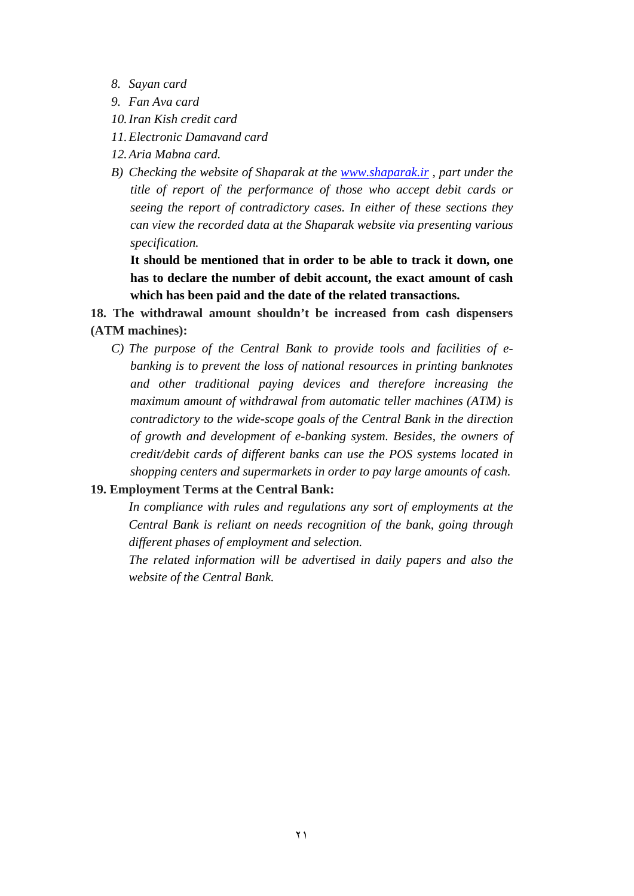8. *Sayan card*
9. *Fan Ava card*
10. *Iran Kish credit card*
11. *Electronic Damavand card*
12. *Aria Mabna card.*

B) *Checking the website of Shaparak at the [www.shaparak.ir](http://www.shaparak.ir) , part under the title of report of the performance of those who accept debit cards or seeing the report of contradictory cases. In either of these sections they can view the recorded data at the Shaparak website via presenting various specification.*

**It should be mentioned that in order to be able to track it down, one has to declare the number of debit account, the exact amount of cash which has been paid and the date of the related transactions.**

**18. The withdrawal amount shouldn't be increased from cash dispensers (ATM machines):**

C) *The purpose of the Central Bank to provide tools and facilities of e-banking is to prevent the loss of national resources in printing banknotes and other traditional paying devices and therefore increasing the maximum amount of withdrawal from automatic teller machines (ATM) is contradictory to the wide-scope goals of the Central Bank in the direction of growth and development of e-banking system. Besides, the owners of credit/debit cards of different banks can use the POS systems located in shopping centers and supermarkets in order to pay large amounts of cash.*

**19. Employment Terms at the Central Bank:**

*In compliance with rules and regulations any sort of employments at the Central Bank is reliant on needs recognition of the bank, going through different phases of employment and selection.*

*The related information will be advertised in daily papers and also the website of the Central Bank.*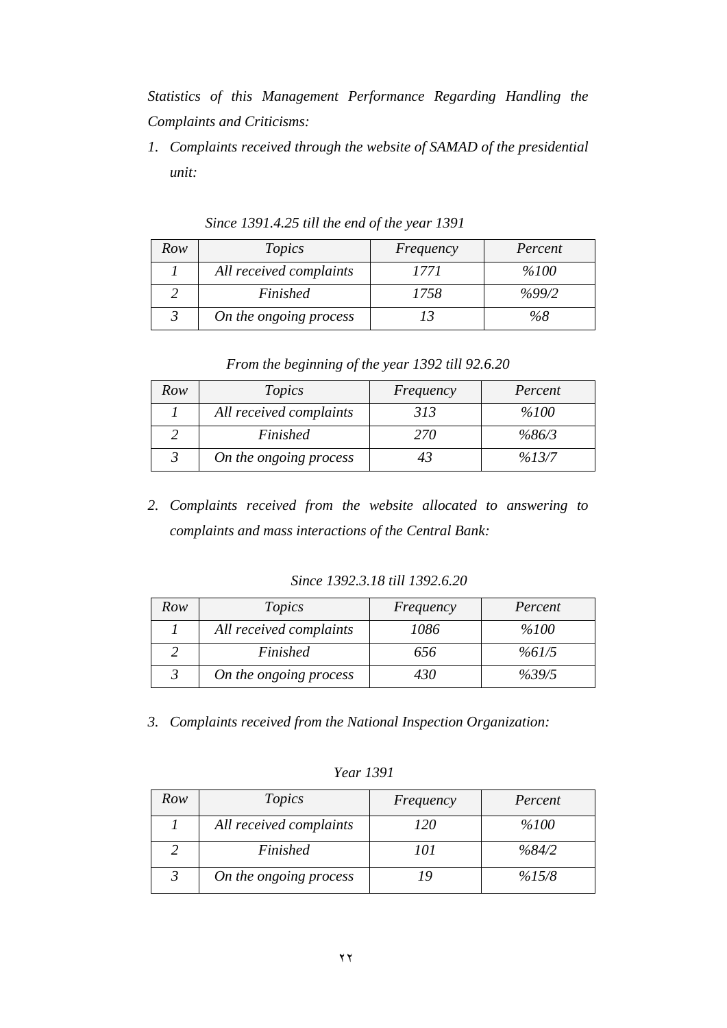*Statistics of this Management Performance Regarding Handling the Complaints and Criticisms:*

1. *Complaints received through the website of SAMAD of the presidential unit:*

*Since 1391.4.25 till the end of the year 1391*

| Row | Topics | Frequency | Percent |
|---|---|---|---|
| 1 | All received complaints | 1771 | %100 |
| 2 | Finished | 1758 | %99/2 |
| 3 | On the ongoing process | 13 | %8 |

*From the beginning of the year 1392 till 92.6.20*

| Row | Topics | Frequency | Percent |
|---|---|---|---|
| 1 | All received complaints | 313 | %100 |
| 2 | Finished | 270 | %86/3 |
| 3 | On the ongoing process | 43 | %13/7 |

2. *Complaints received from the website allocated to answering to complaints and mass interactions of the Central Bank:*

*Since 1392.3.18 till 1392.6.20*

| Row | Topics | Frequency | Percent |
|---|---|---|---|
| 1 | All received complaints | 1086 | %100 |
| 2 | Finished | 656 | %61/5 |
| 3 | On the ongoing process | 430 | %39/5 |

3. *Complaints received from the National Inspection Organization:*

*Year 1391*

| Row | Topics | Frequency | Percent |
|---|---|---|---|
| 1 | All received complaints | 120 | %100 |
| 2 | Finished | 101 | %84/2 |
| 3 | On the ongoing process | 19 | %15/8 |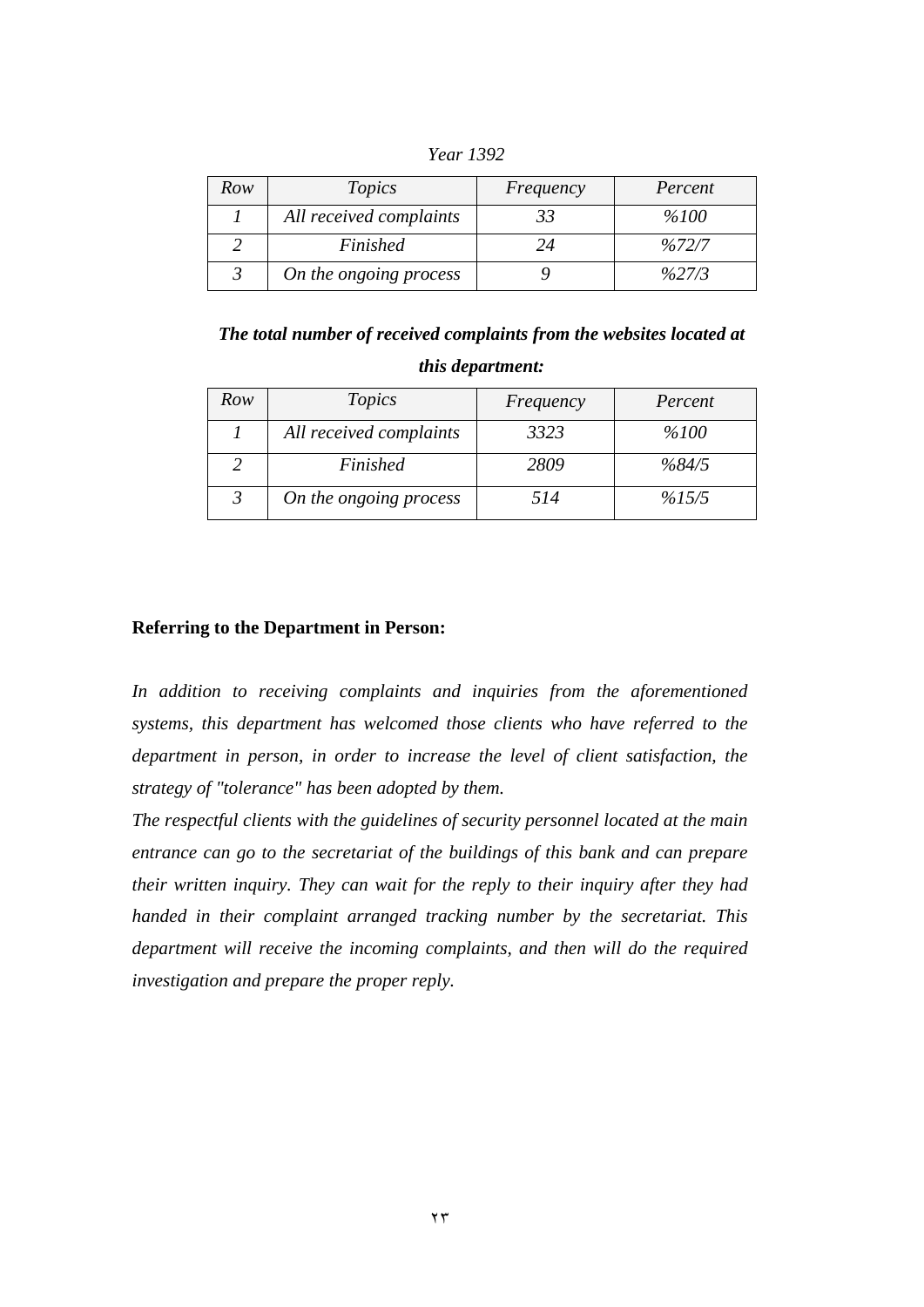*Year 1392*

| *Row* | *Topics* | *Frequency* | *Percent* |
|---|---|---|---|
| *1* | *All received complaints* | *33* | *%100* |
| *2* | *Finished* | *24* | *%72/7* |
| *3* | *On the ongoing process* | *9* | *%27/3* |

***The total number of received complaints from the websites located at this department:***

| *Row* | *Topics* | *Frequency* | *Percent* |
|---|---|---|---|
| *1* | *All received complaints* | *3323* | *%100* |
| *2* | *Finished* | *2809* | *%84/5* |
| *3* | *On the ongoing process* | *514* | *%15/5* |

**Referring to the Department in Person:**

*In addition to receiving complaints and inquiries from the aforementioned systems, this department has welcomed those clients who have referred to the department in person, in order to increase the level of client satisfaction, the strategy of "tolerance" has been adopted by them.*

*The respectful clients with the guidelines of security personnel located at the main entrance can go to the secretariat of the buildings of this bank and can prepare their written inquiry. They can wait for the reply to their inquiry after they had handed in their complaint arranged tracking number by the secretariat. This department will receive the incoming complaints, and then will do the required investigation and prepare the proper reply.*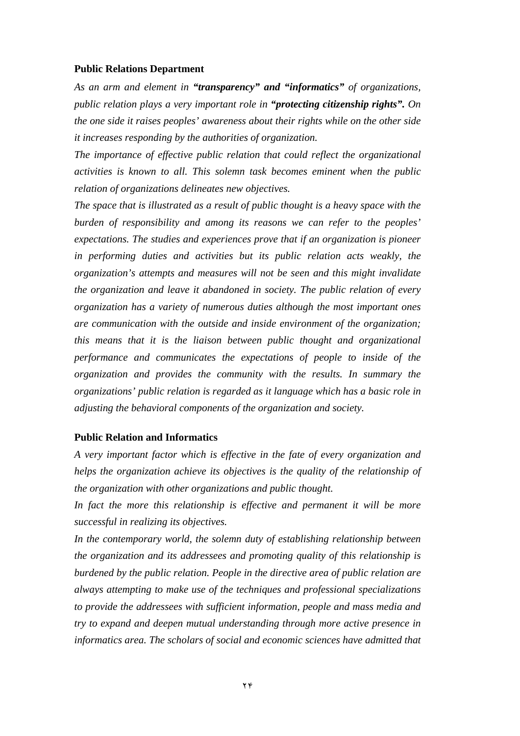### Public Relations Department

*As an arm and element in **"transparency" and "informatics"** of organizations, public relation plays a very important role in **"protecting citizenship rights".** On the one side it raises peoples' awareness about their rights while on the other side it increases responding by the authorities of organization.*

*The importance of effective public relation that could reflect the organizational activities is known to all. This solemn task becomes eminent when the public relation of organizations delineates new objectives.*

*The space that is illustrated as a result of public thought is a heavy space with the burden of responsibility and among its reasons we can refer to the peoples' expectations. The studies and experiences prove that if an organization is pioneer in performing duties and activities but its public relation acts weakly, the organization's attempts and measures will not be seen and this might invalidate the organization and leave it abandoned in society. The public relation of every organization has a variety of numerous duties although the most important ones are communication with the outside and inside environment of the organization; this means that it is the liaison between public thought and organizational performance and communicates the expectations of people to inside of the organization and provides the community with the results. In summary the organizations' public relation is regarded as it language which has a basic role in adjusting the behavioral components of the organization and society.*

### Public Relation and Informatics

*A very important factor which is effective in the fate of every organization and helps the organization achieve its objectives is the quality of the relationship of the organization with other organizations and public thought.*

*In fact the more this relationship is effective and permanent it will be more successful in realizing its objectives.*

*In the contemporary world, the solemn duty of establishing relationship between the organization and its addressees and promoting quality of this relationship is burdened by the public relation. People in the directive area of public relation are always attempting to make use of the techniques and professional specializations to provide the addressees with sufficient information, people and mass media and try to expand and deepen mutual understanding through more active presence in informatics area. The scholars of social and economic sciences have admitted that*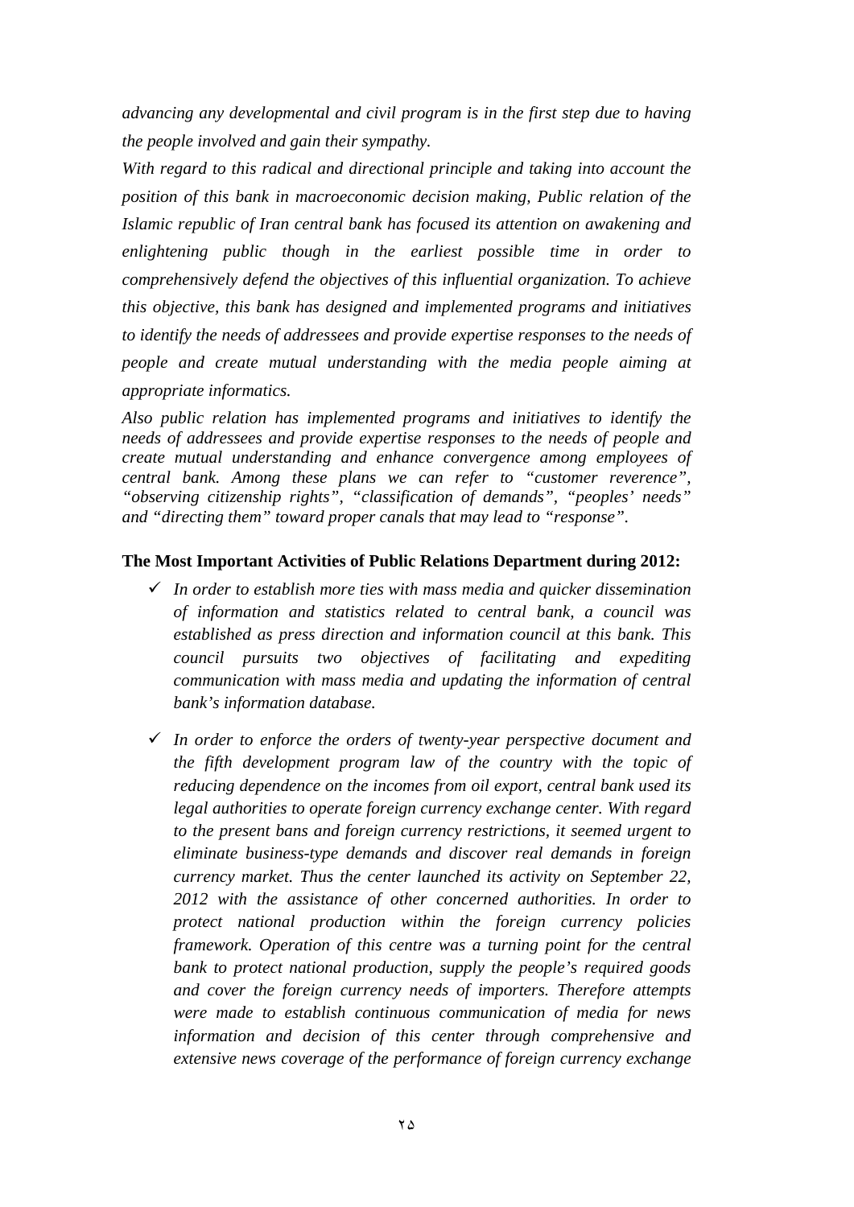*advancing any developmental and civil program is in the first step due to having the people involved and gain their sympathy.*

*With regard to this radical and directional principle and taking into account the position of this bank in macroeconomic decision making, Public relation of the Islamic republic of Iran central bank has focused its attention on awakening and enlightening public though in the earliest possible time in order to comprehensively defend the objectives of this influential organization. To achieve this objective, this bank has designed and implemented programs and initiatives to identify the needs of addressees and provide expertise responses to the needs of people and create mutual understanding with the media people aiming at appropriate informatics.*

*Also public relation has implemented programs and initiatives to identify the needs of addressees and provide expertise responses to the needs of people and create mutual understanding and enhance convergence among employees of central bank. Among these plans we can refer to "customer reverence", "observing citizenship rights", "classification of demands", "peoples' needs" and "directing them" toward proper canals that may lead to "response".*

**The Most Important Activities of Public Relations Department during 2012:**

- ✓ *In order to establish more ties with mass media and quicker dissemination of information and statistics related to central bank, a council was established as press direction and information council at this bank. This council pursuits two objectives of facilitating and expediting communication with mass media and updating the information of central bank's information database.*

- ✓ *In order to enforce the orders of twenty-year perspective document and the fifth development program law of the country with the topic of reducing dependence on the incomes from oil export, central bank used its legal authorities to operate foreign currency exchange center. With regard to the present bans and foreign currency restrictions, it seemed urgent to eliminate business-type demands and discover real demands in foreign currency market. Thus the center launched its activity on September 22, 2012 with the assistance of other concerned authorities. In order to protect national production within the foreign currency policies framework. Operation of this centre was a turning point for the central bank to protect national production, supply the people's required goods and cover the foreign currency needs of importers. Therefore attempts were made to establish continuous communication of media for news information and decision of this center through comprehensive and extensive news coverage of the performance of foreign currency exchange*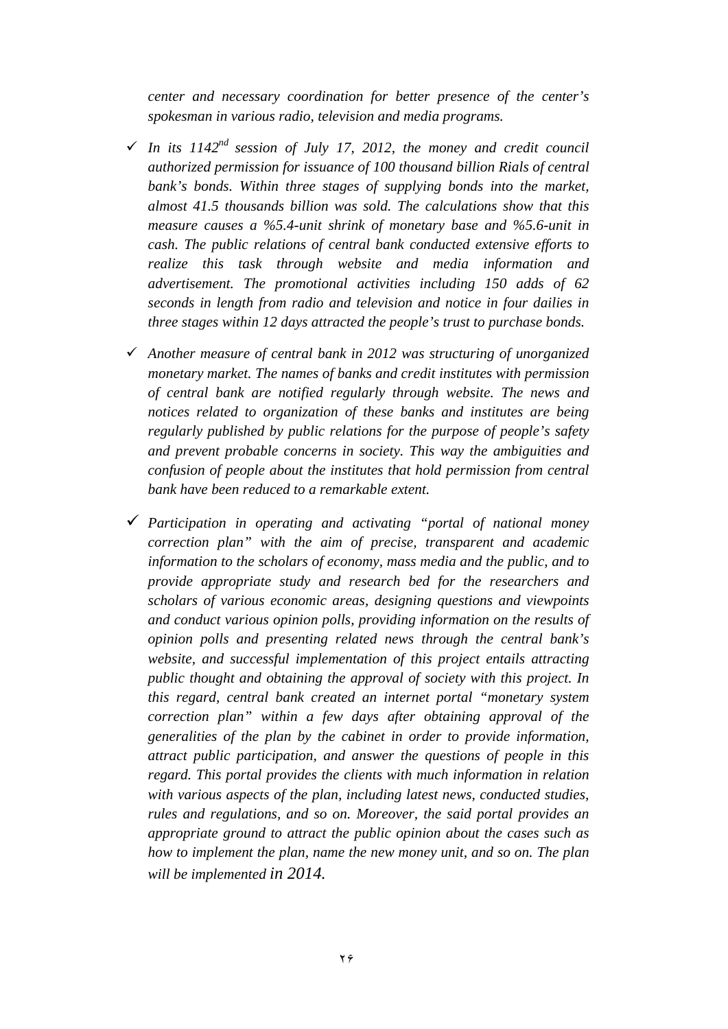*center and necessary coordination for better presence of the center's spokesman in various radio, television and media programs.*

- *In its 1142$^{nd}$ session of July 17, 2012, the money and credit council authorized permission for issuance of 100 thousand billion Rials of central bank's bonds. Within three stages of supplying bonds into the market, almost 41.5 thousands billion was sold. The calculations show that this measure causes a %5.4-unit shrink of monetary base and %5.6-unit in cash. The public relations of central bank conducted extensive efforts to realize this task through website and media information and advertisement. The promotional activities including 150 adds of 62 seconds in length from radio and television and notice in four dailies in three stages within 12 days attracted the people's trust to purchase bonds.*

- *Another measure of central bank in 2012 was structuring of unorganized monetary market. The names of banks and credit institutes with permission of central bank are notified regularly through website. The news and notices related to organization of these banks and institutes are being regularly published by public relations for the purpose of people's safety and prevent probable concerns in society. This way the ambiguities and confusion of people about the institutes that hold permission from central bank have been reduced to a remarkable extent.*

- *Participation in operating and activating "portal of national money correction plan" with the aim of precise, transparent and academic information to the scholars of economy, mass media and the public, and to provide appropriate study and research bed for the researchers and scholars of various economic areas, designing questions and viewpoints and conduct various opinion polls, providing information on the results of opinion polls and presenting related news through the central bank's website, and successful implementation of this project entails attracting public thought and obtaining the approval of society with this project. In this regard, central bank created an internet portal "monetary system correction plan" within a few days after obtaining approval of the generalities of the plan by the cabinet in order to provide information, attract public participation, and answer the questions of people in this regard. This portal provides the clients with much information in relation with various aspects of the plan, including latest news, conducted studies, rules and regulations, and so on. Moreover, the said portal provides an appropriate ground to attract the public opinion about the cases such as how to implement the plan, name the new money unit, and so on. The plan will be implemented in 2014.*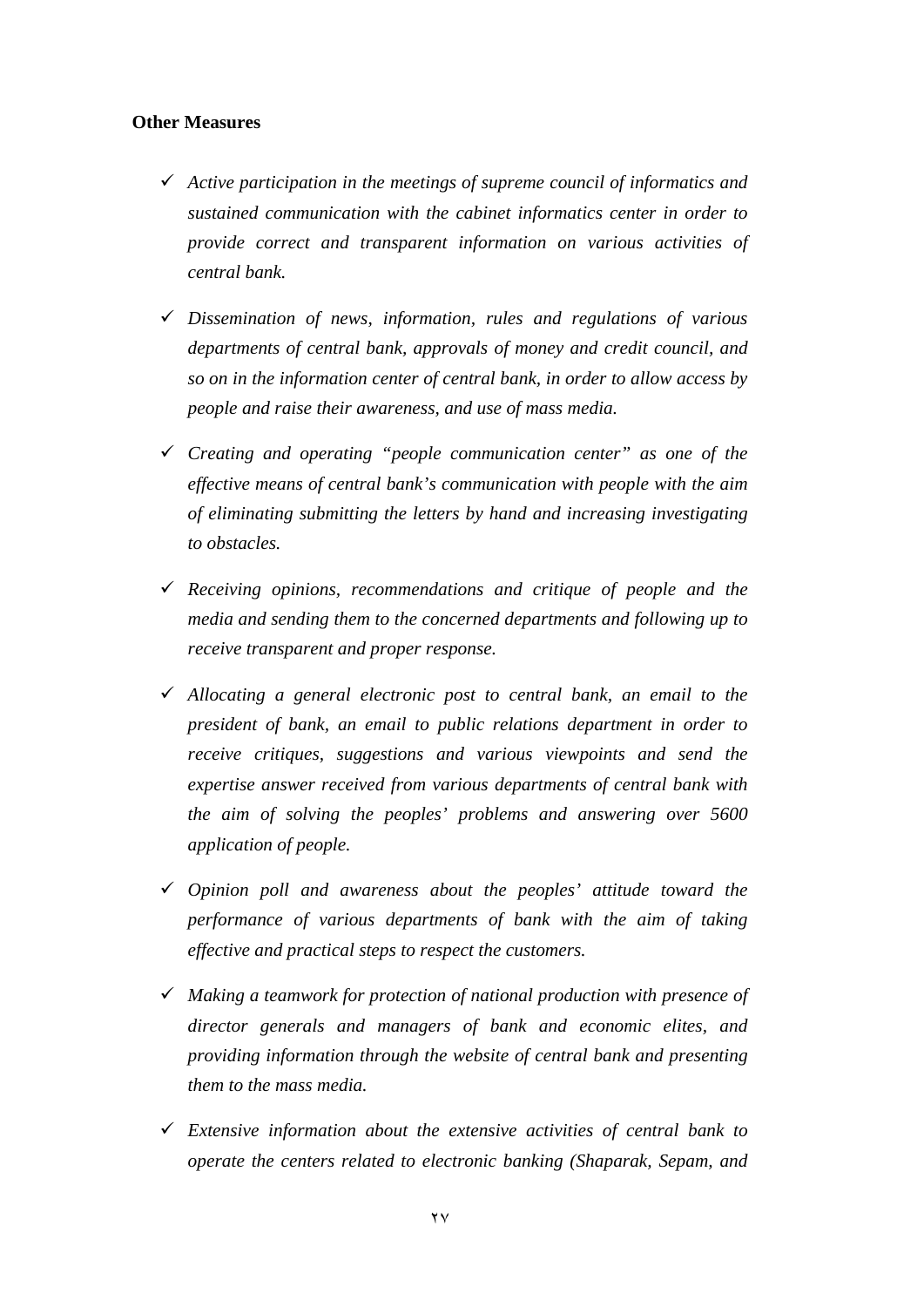**Other Measures**

- ✓ *Active participation in the meetings of supreme council of informatics and sustained communication with the cabinet informatics center in order to provide correct and transparent information on various activities of central bank.*

- ✓ *Dissemination of news, information, rules and regulations of various departments of central bank, approvals of money and credit council, and so on in the information center of central bank, in order to allow access by people and raise their awareness, and use of mass media.*

- ✓ *Creating and operating "people communication center" as one of the effective means of central bank's communication with people with the aim of eliminating submitting the letters by hand and increasing investigating to obstacles.*

- ✓ *Receiving opinions, recommendations and critique of people and the media and sending them to the concerned departments and following up to receive transparent and proper response.*

- ✓ *Allocating a general electronic post to central bank, an email to the president of bank, an email to public relations department in order to receive critiques, suggestions and various viewpoints and send the expertise answer received from various departments of central bank with the aim of solving the peoples' problems and answering over 5600 application of people.*

- ✓ *Opinion poll and awareness about the peoples' attitude toward the performance of various departments of bank with the aim of taking effective and practical steps to respect the customers.*

- ✓ *Making a teamwork for protection of national production with presence of director generals and managers of bank and economic elites, and providing information through the website of central bank and presenting them to the mass media.*

- ✓ *Extensive information about the extensive activities of central bank to operate the centers related to electronic banking (Shaparak, Sepam, and*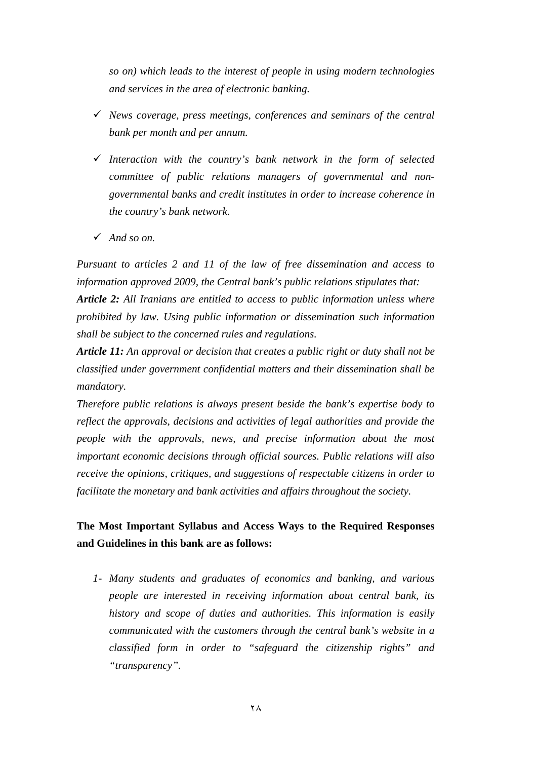*so on) which leads to the interest of people in using modern technologies and services in the area of electronic banking.*

- ✓ *News coverage, press meetings, conferences and seminars of the central bank per month and per annum.*
- ✓ *Interaction with the country's bank network in the form of selected committee of public relations managers of governmental and non-governmental banks and credit institutes in order to increase coherence in the country's bank network.*
- ✓ *And so on.*

*Pursuant to articles 2 and 11 of the law of free dissemination and access to information approved 2009, the Central bank's public relations stipulates that:*

***Article 2:*** *All Iranians are entitled to access to public information unless where prohibited by law. Using public information or dissemination such information shall be subject to the concerned rules and regulations.*

***Article 11:*** *An approval or decision that creates a public right or duty shall not be classified under government confidential matters and their dissemination shall be mandatory.*

*Therefore public relations is always present beside the bank's expertise body to reflect the approvals, decisions and activities of legal authorities and provide the people with the approvals, news, and precise information about the most important economic decisions through official sources. Public relations will also receive the opinions, critiques, and suggestions of respectable citizens in order to facilitate the monetary and bank activities and affairs throughout the society.*

**The Most Important Syllabus and Access Ways to the Required Responses and Guidelines in this bank are as follows:**

1- *Many students and graduates of economics and banking, and various people are interested in receiving information about central bank, its history and scope of duties and authorities. This information is easily communicated with the customers through the central bank's website in a classified form in order to "safeguard the citizenship rights" and "transparency".*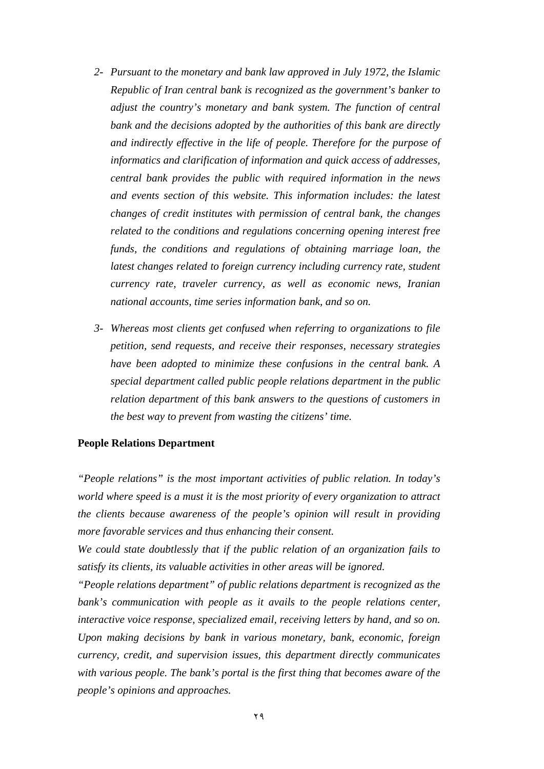2- *Pursuant to the monetary and bank law approved in July 1972, the Islamic Republic of Iran central bank is recognized as the government's banker to adjust the country's monetary and bank system. The function of central bank and the decisions adopted by the authorities of this bank are directly and indirectly effective in the life of people. Therefore for the purpose of informatics and clarification of information and quick access of addresses, central bank provides the public with required information in the news and events section of this website. This information includes: the latest changes of credit institutes with permission of central bank, the changes related to the conditions and regulations concerning opening interest free funds, the conditions and regulations of obtaining marriage loan, the latest changes related to foreign currency including currency rate, student currency rate, traveler currency, as well as economic news, Iranian national accounts, time series information bank, and so on.*

3- *Whereas most clients get confused when referring to organizations to file petition, send requests, and receive their responses, necessary strategies have been adopted to minimize these confusions in the central bank. A special department called public people relations department in the public relation department of this bank answers to the questions of customers in the best way to prevent from wasting the citizens' time.*

**People Relations Department**

*"People relations" is the most important activities of public relation. In today's world where speed is a must it is the most priority of every organization to attract the clients because awareness of the people's opinion will result in providing more favorable services and thus enhancing their consent.*

*We could state doubtlessly that if the public relation of an organization fails to satisfy its clients, its valuable activities in other areas will be ignored.*

*"People relations department" of public relations department is recognized as the bank's communication with people as it avails to the people relations center, interactive voice response, specialized email, receiving letters by hand, and so on. Upon making decisions by bank in various monetary, bank, economic, foreign currency, credit, and supervision issues, this department directly communicates with various people. The bank's portal is the first thing that becomes aware of the people's opinions and approaches.*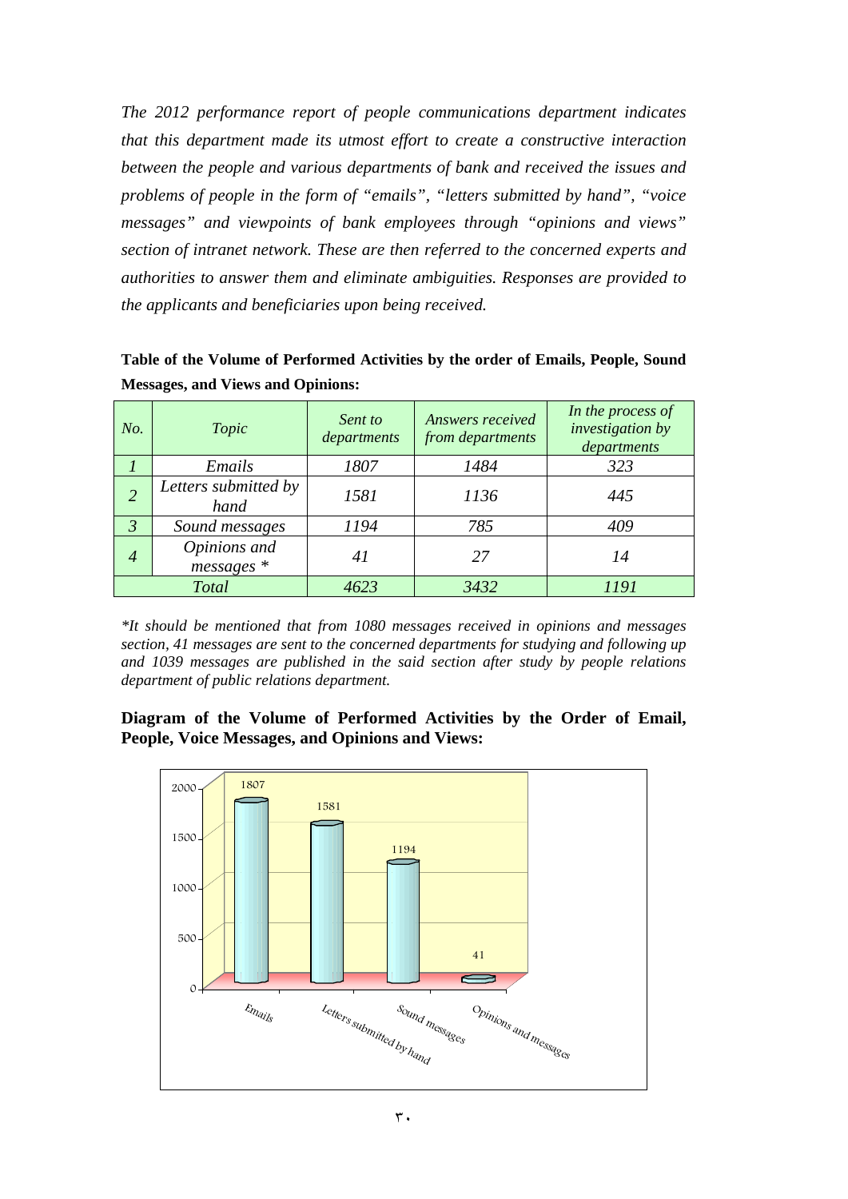*The 2012 performance report of people communications department indicates that this department made its utmost effort to create a constructive interaction between the people and various departments of bank and received the issues and problems of people in the form of "emails", "letters submitted by hand", "voice messages" and viewpoints of bank employees through "opinions and views" section of intranet network. These are then referred to the concerned experts and authorities to answer them and eliminate ambiguities. Responses are provided to the applicants and beneficiaries upon being received.*

**Table of the Volume of Performed Activities by the order of Emails, People, Sound Messages, and Views and Opinions:**

| *No.* | *Topic* | *Sent to departments* | *Answers received from departments* | *In the process of investigation by departments* |
|---|---|---|---|---|
| *1* | *Emails* | *1807* | *1484* | *323* |
| *2* | *Letters submitted by hand* | *1581* | *1136* | *445* |
| *3* | *Sound messages* | *1194* | *785* | *409* |
| *4* | *Opinions and messages ** | *41* | *27* | *14* |
| *Total* | | *4623* | *3432* | *1191* |

**It should be mentioned that from 1080 messages received in opinions and messages section, 41 messages are sent to the concerned departments for studying and following up and 1039 messages are published in the said section after study by people relations department of public relations department.*

**Diagram of the Volume of Performed Activities by the Order of Email, People, Voice Messages, and Opinions and Views:**

2000
1500
1000
500
0

1807
1581
1194
41

Emails
Letters submitted by hand
Sound messages
Opinions and messages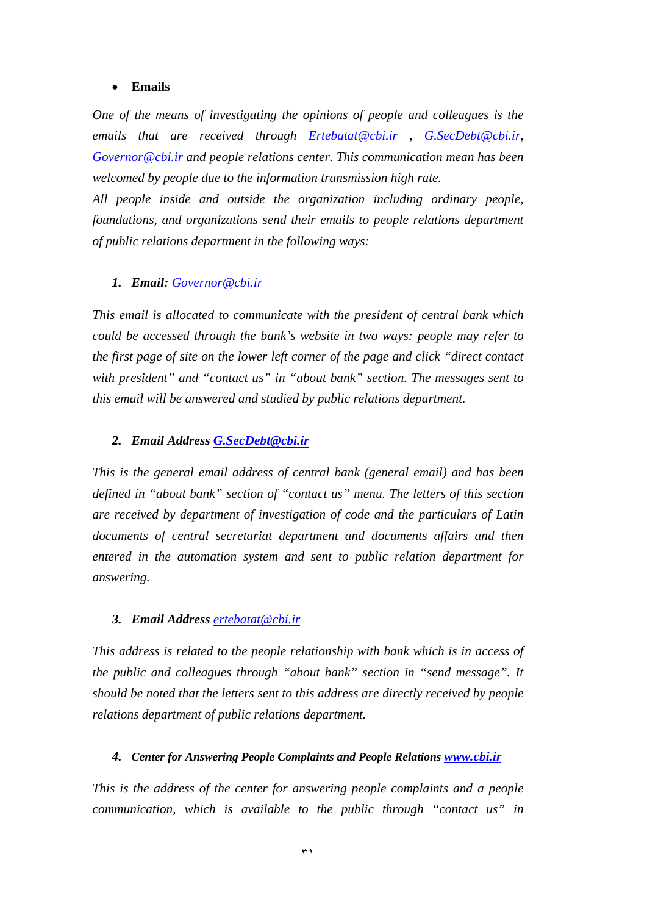- **Emails**

*One of the means of investigating the opinions of people and colleagues is the emails that are received through Ertebatat@cbi.ir , G.SecDebt@cbi.ir, Governor@cbi.ir and people relations center. This communication mean has been welcomed by people due to the information transmission high rate.*

*All people inside and outside the organization including ordinary people, foundations, and organizations send their emails to people relations department of public relations department in the following ways:*

1. ***Email:*** *Governor@cbi.ir*

*This email is allocated to communicate with the president of central bank which could be accessed through the bank's website in two ways: people may refer to the first page of site on the lower left corner of the page and click "direct contact with president" and "contact us" in "about bank" section. The messages sent to this email will be answered and studied by public relations department.*

2. ***Email Address G.SecDebt@cbi.ir***

*This is the general email address of central bank (general email) and has been defined in "about bank" section of "contact us" menu. The letters of this section are received by department of investigation of code and the particulars of Latin documents of central secretariat department and documents affairs and then entered in the automation system and sent to public relation department for answering.*

3. ***Email Address*** *ertebatat@cbi.ir*

*This address is related to the people relationship with bank which is in access of the public and colleagues through "about bank" section in "send message". It should be noted that the letters sent to this address are directly received by people relations department of public relations department.*

4. ***Center for Answering People Complaints and People Relations www.cbi.ir***

*This is the address of the center for answering people complaints and a people communication, which is available to the public through "contact us" in*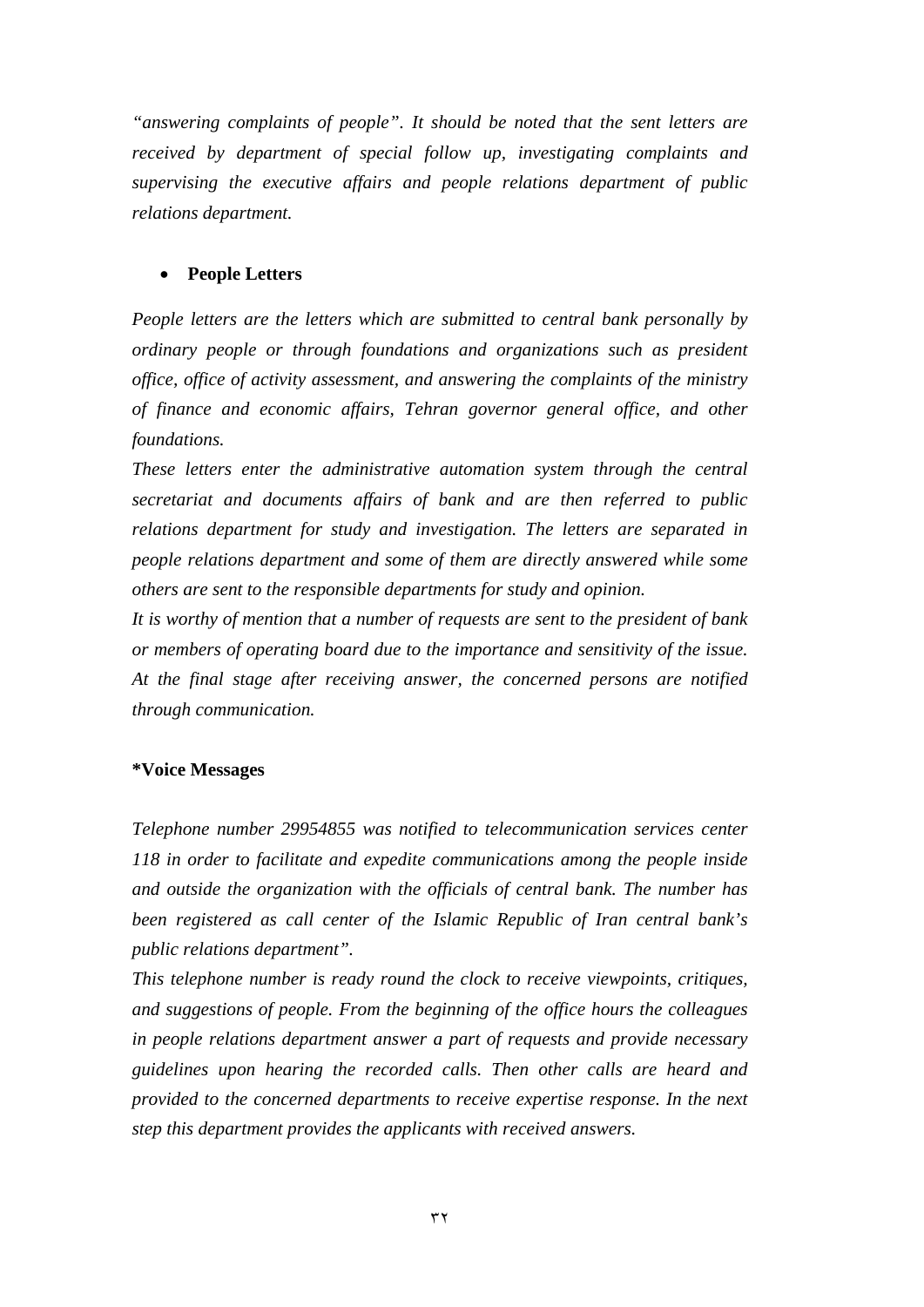*“answering complaints of people”. It should be noted that the sent letters are received by department of special follow up, investigating complaints and supervising the executive affairs and people relations department of public relations department.*

- **People Letters**

*People letters are the letters which are submitted to central bank personally by ordinary people or through foundations and organizations such as president office, office of activity assessment, and answering the complaints of the ministry of finance and economic affairs, Tehran governor general office, and other foundations.*

*These letters enter the administrative automation system through the central secretariat and documents affairs of bank and are then referred to public relations department for study and investigation. The letters are separated in people relations department and some of them are directly answered while some others are sent to the responsible departments for study and opinion.*

*It is worthy of mention that a number of requests are sent to the president of bank or members of operating board due to the importance and sensitivity of the issue. At the final stage after receiving answer, the concerned persons are notified through communication.*

**\*Voice Messages**

*Telephone number 29954855 was notified to telecommunication services center 118 in order to facilitate and expedite communications among the people inside and outside the organization with the officials of central bank. The number has been registered as call center of the Islamic Republic of Iran central bank’s public relations department”.*

*This telephone number is ready round the clock to receive viewpoints, critiques, and suggestions of people. From the beginning of the office hours the colleagues in people relations department answer a part of requests and provide necessary guidelines upon hearing the recorded calls. Then other calls are heard and provided to the concerned departments to receive expertise response. In the next step this department provides the applicants with received answers.*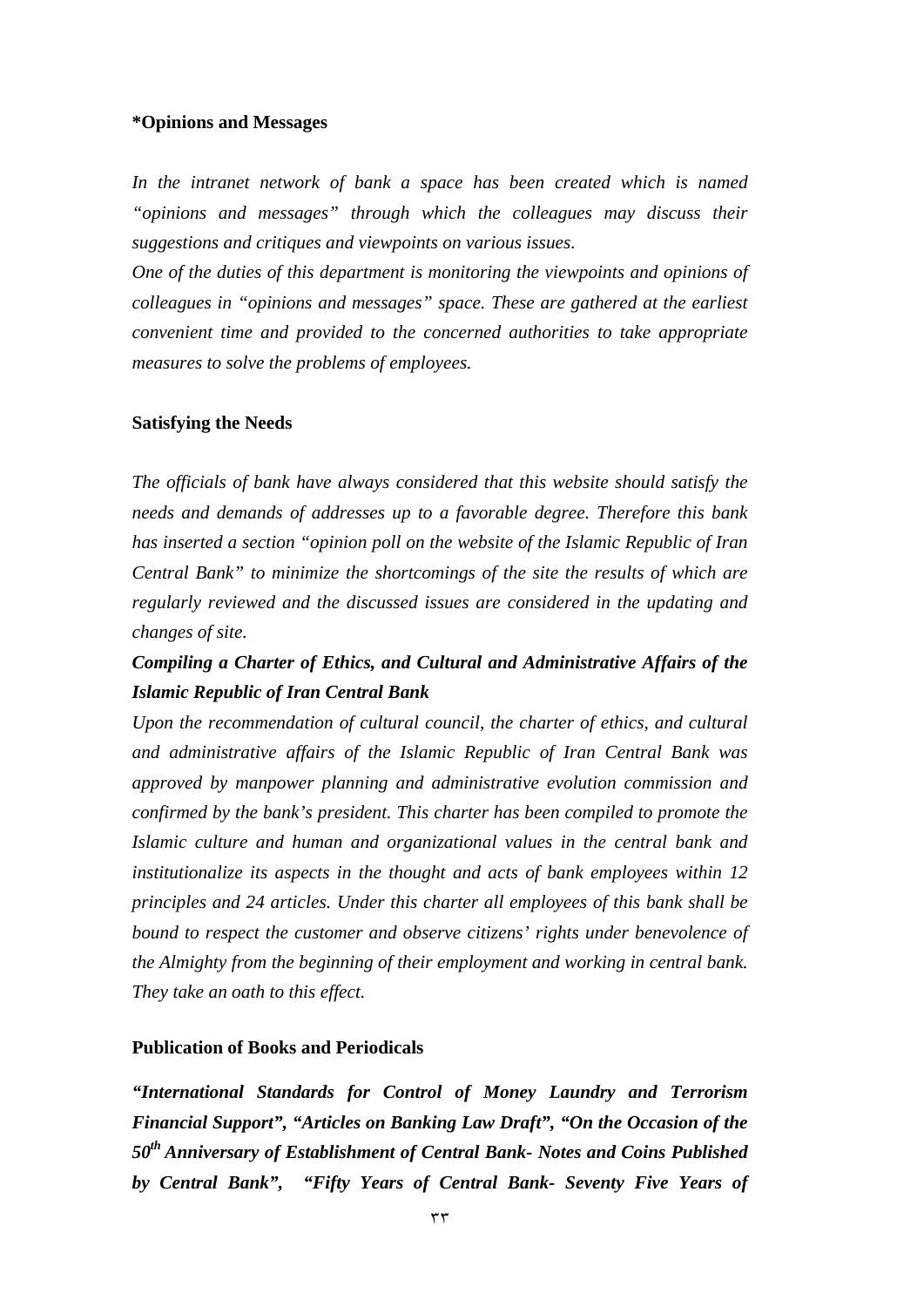**\*Opinions and Messages**

*In the intranet network of bank a space has been created which is named "opinions and messages" through which the colleagues may discuss their suggestions and critiques and viewpoints on various issues.*

*One of the duties of this department is monitoring the viewpoints and opinions of colleagues in "opinions and messages" space. These are gathered at the earliest convenient time and provided to the concerned authorities to take appropriate measures to solve the problems of employees.*

**Satisfying the Needs**

*The officials of bank have always considered that this website should satisfy the needs and demands of addresses up to a favorable degree. Therefore this bank has inserted a section "opinion poll on the website of the Islamic Republic of Iran Central Bank" to minimize the shortcomings of the site the results of which are regularly reviewed and the discussed issues are considered in the updating and changes of site.*

***Compiling a Charter of Ethics, and Cultural and Administrative Affairs of the Islamic Republic of Iran Central Bank***

*Upon the recommendation of cultural council, the charter of ethics, and cultural and administrative affairs of the Islamic Republic of Iran Central Bank was approved by manpower planning and administrative evolution commission and confirmed by the bank's president. This charter has been compiled to promote the Islamic culture and human and organizational values in the central bank and institutionalize its aspects in the thought and acts of bank employees within 12 principles and 24 articles. Under this charter all employees of this bank shall be bound to respect the customer and observe citizens' rights under benevolence of the Almighty from the beginning of their employment and working in central bank. They take an oath to this effect.*

**Publication of Books and Periodicals**

***"International Standards for Control of Money Laundry and Terrorism Financial Support", "Articles on Banking Law Draft", "On the Occasion of the 50th Anniversary of Establishment of Central Bank- Notes and Coins Published by Central Bank", "Fifty Years of Central Bank- Seventy Five Years of***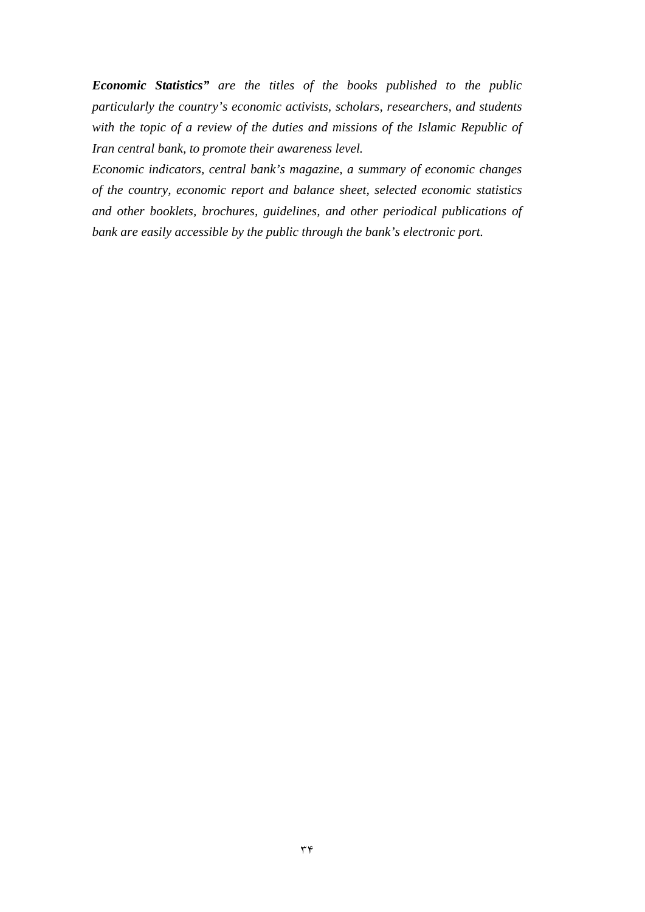***Economic Statistics”*** *are the titles of the books published to the public particularly the country’s economic activists, scholars, researchers, and students with the topic of a review of the duties and missions of the Islamic Republic of Iran central bank, to promote their awareness level.*

*Economic indicators, central bank’s magazine, a summary of economic changes of the country, economic report and balance sheet, selected economic statistics and other booklets, brochures, guidelines, and other periodical publications of bank are easily accessible by the public through the bank’s electronic port.*